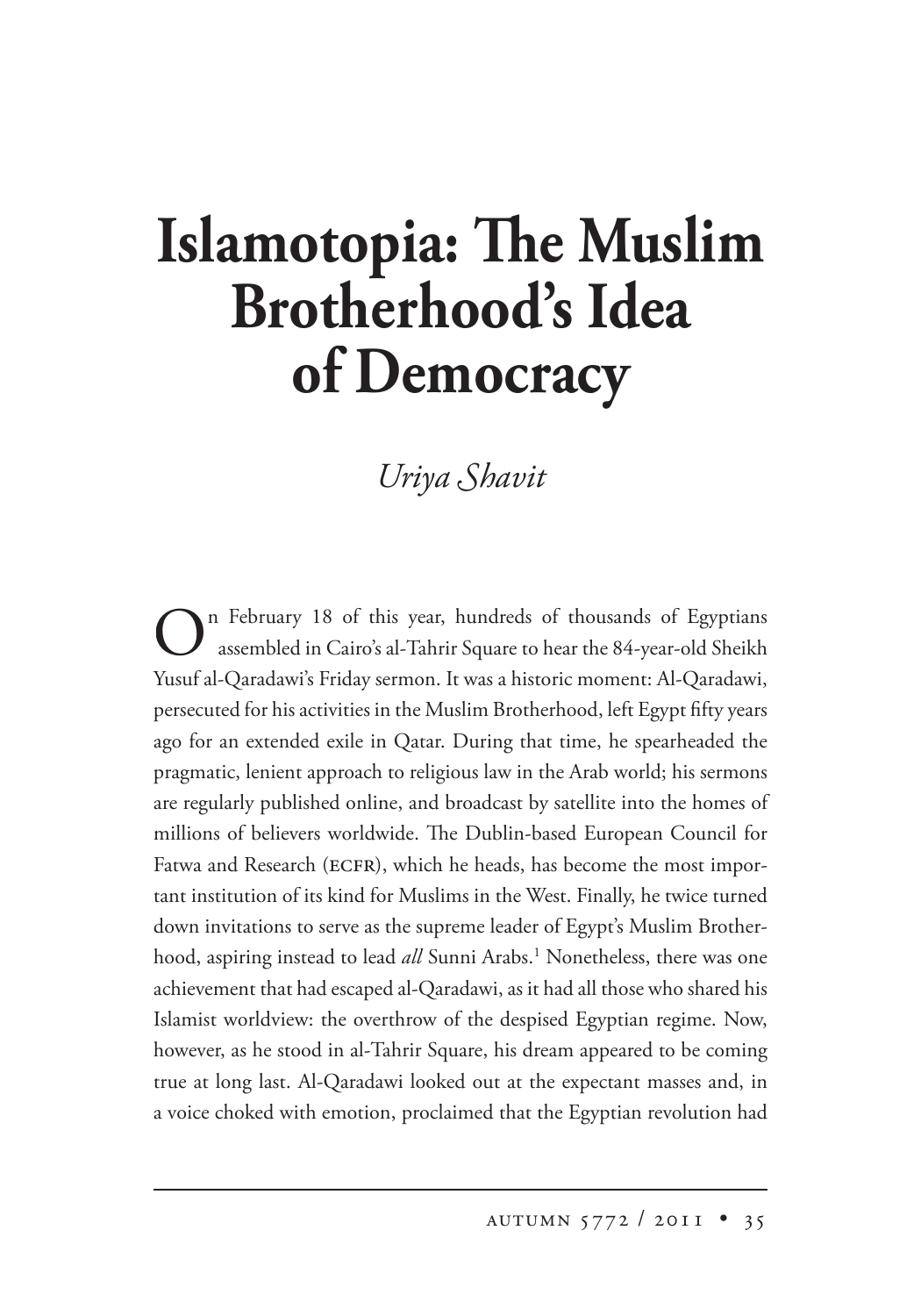# Islamotopia: The Muslim Brotherhood's Idea of Democracy

*Uriya Shavit*

On February 18 of this year, hundreds of thousands of Egyptians assembled in Cairo's al-Tahrir Square to hear the 84-year-old Sheikh Yusuf al-Qaradawi's Friday sermon. It was a historic moment: Al-Qaradawi, persecuted for his activities in the Muslim Brotherhood, left Egypt fifty years ago for an extended exile in Qatar. During that time, he spearheaded the pragmatic, lenient approach to religious law in the Arab world; his sermons are regularly published online, and broadcast by satellite into the homes of millions of believers worldwide. The Dublin-based European Council for Fatwa and Research (ECFR), which he heads, has become the most important institution of its kind for Muslims in the West. Finally, he twice turned down invitations to serve as the supreme leader of Egypt's Muslim Brotherhood, aspiring instead to lead *all* Sunni Arabs.[1] Nonetheless, there was one achievement that had escaped al-Qaradawi, as it had all those who shared his Islamist worldview: the overthrow of the despised Egyptian regime. Now, however, as he stood in al-Tahrir Square, his dream appeared to be coming true at long last. Al-Qaradawi looked out at the expectant masses and, in a voice choked with emotion, proclaimed that the Egyptian revolution had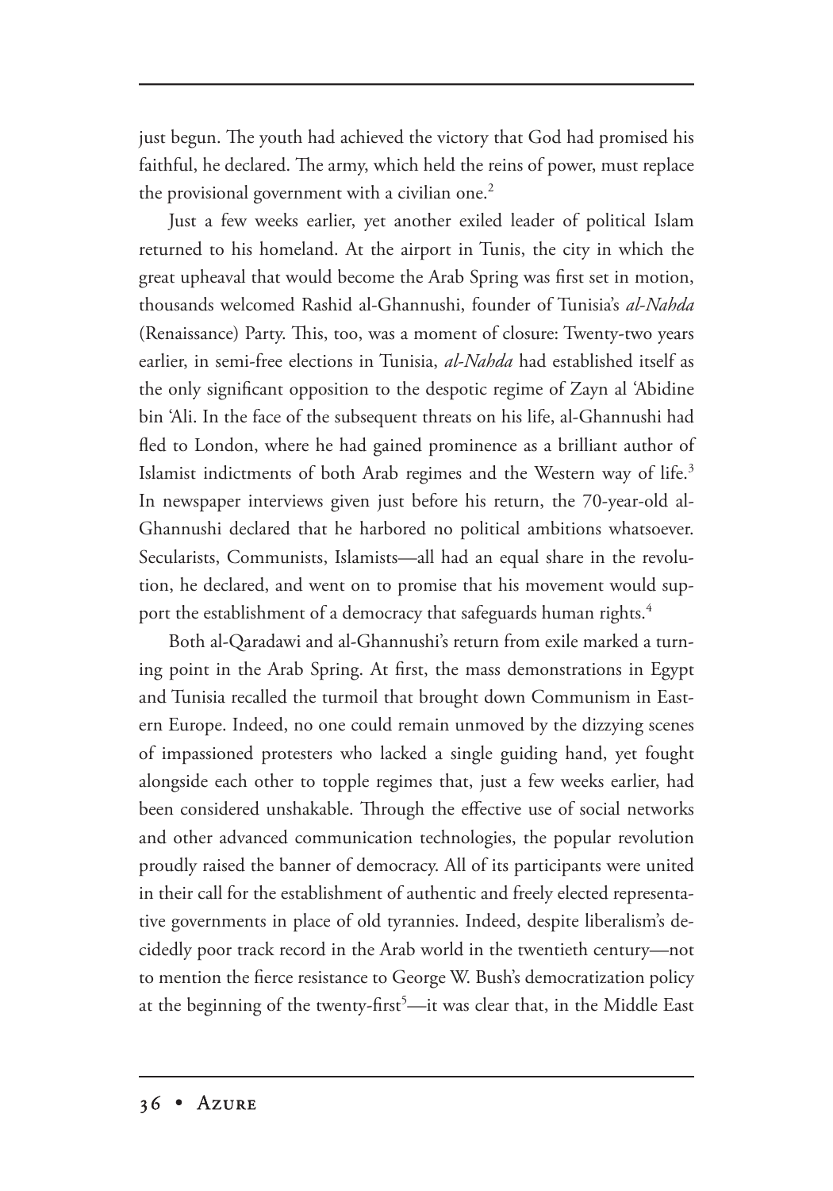just begun. The youth had achieved the victory that God had promised his faithful, he declared. The army, which held the reins of power, must replace the provisional government with a civilian one.[2]

Just a few weeks earlier, yet another exiled leader of political Islam returned to his homeland. At the airport in Tunis, the city in which the great upheaval that would become the Arab Spring was first set in motion, thousands welcomed Rashid al-Ghannushi, founder of Tunisia's *al-Nahda* (Renaissance) Party. This, too, was a moment of closure: Twenty-two years earlier, in semi-free elections in Tunisia, *al-Nahda* had established itself as the only significant opposition to the despotic regime of Zayn al 'Abidine bin 'Ali. In the face of the subsequent threats on his life, al-Ghannushi had fled to London, where he had gained prominence as a brilliant author of Islamist indictments of both Arab regimes and the Western way of life.[3] In newspaper interviews given just before his return, the 70-year-old al-Ghannushi declared that he harbored no political ambitions whatsoever. Secularists, Communists, Islamists—all had an equal share in the revolution, he declared, and went on to promise that his movement would support the establishment of a democracy that safeguards human rights.[4]

Both al-Qaradawi and al-Ghannushi's return from exile marked a turning point in the Arab Spring. At first, the mass demonstrations in Egypt and Tunisia recalled the turmoil that brought down Communism in Eastern Europe. Indeed, no one could remain unmoved by the dizzying scenes of impassioned protesters who lacked a single guiding hand, yet fought alongside each other to topple regimes that, just a few weeks earlier, had been considered unshakable. Through the effective use of social networks and other advanced communication technologies, the popular revolution proudly raised the banner of democracy. All of its participants were united in their call for the establishment of authentic and freely elected representative governments in place of old tyrannies. Indeed, despite liberalism's decidedly poor track record in the Arab world in the twentieth century—not to mention the fierce resistance to George W. Bush's democratization policy at the beginning of the twenty-first[5]—it was clear that, in the Middle East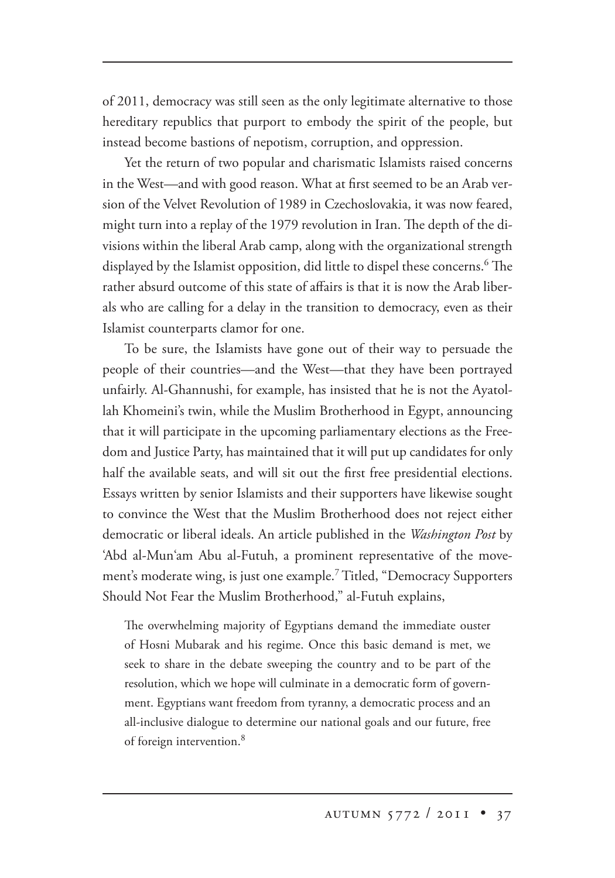of 2011, democracy was still seen as the only legitimate alternative to those hereditary republics that purport to embody the spirit of the people, but instead become bastions of nepotism, corruption, and oppression.

Yet the return of two popular and charismatic Islamists raised concerns in the West—and with good reason. What at first seemed to be an Arab version of the Velvet Revolution of 1989 in Czechoslovakia, it was now feared, might turn into a replay of the 1979 revolution in Iran. The depth of the divisions within the liberal Arab camp, along with the organizational strength displayed by the Islamist opposition, did little to dispel these concerns.[6] The rather absurd outcome of this state of affairs is that it is now the Arab liberals who are calling for a delay in the transition to democracy, even as their Islamist counterparts clamor for one.

To be sure, the Islamists have gone out of their way to persuade the people of their countries—and the West—that they have been portrayed unfairly. Al-Ghannushi, for example, has insisted that he is not the Ayatollah Khomeini's twin, while the Muslim Brotherhood in Egypt, announcing that it will participate in the upcoming parliamentary elections as the Freedom and Justice Party, has maintained that it will put up candidates for only half the available seats, and will sit out the first free presidential elections. Essays written by senior Islamists and their supporters have likewise sought to convince the West that the Muslim Brotherhood does not reject either democratic or liberal ideals. An article published in the *Washington Post* by 'Abd al-Mun'am Abu al-Futuh, a prominent representative of the movement's moderate wing, is just one example.[7] Titled, "Democracy Supporters Should Not Fear the Muslim Brotherhood," al-Futuh explains,

> The overwhelming majority of Egyptians demand the immediate ouster of Hosni Mubarak and his regime. Once this basic demand is met, we seek to share in the debate sweeping the country and to be part of the resolution, which we hope will culminate in a democratic form of government. Egyptians want freedom from tyranny, a democratic process and an all-inclusive dialogue to determine our national goals and our future, free of foreign intervention.[8]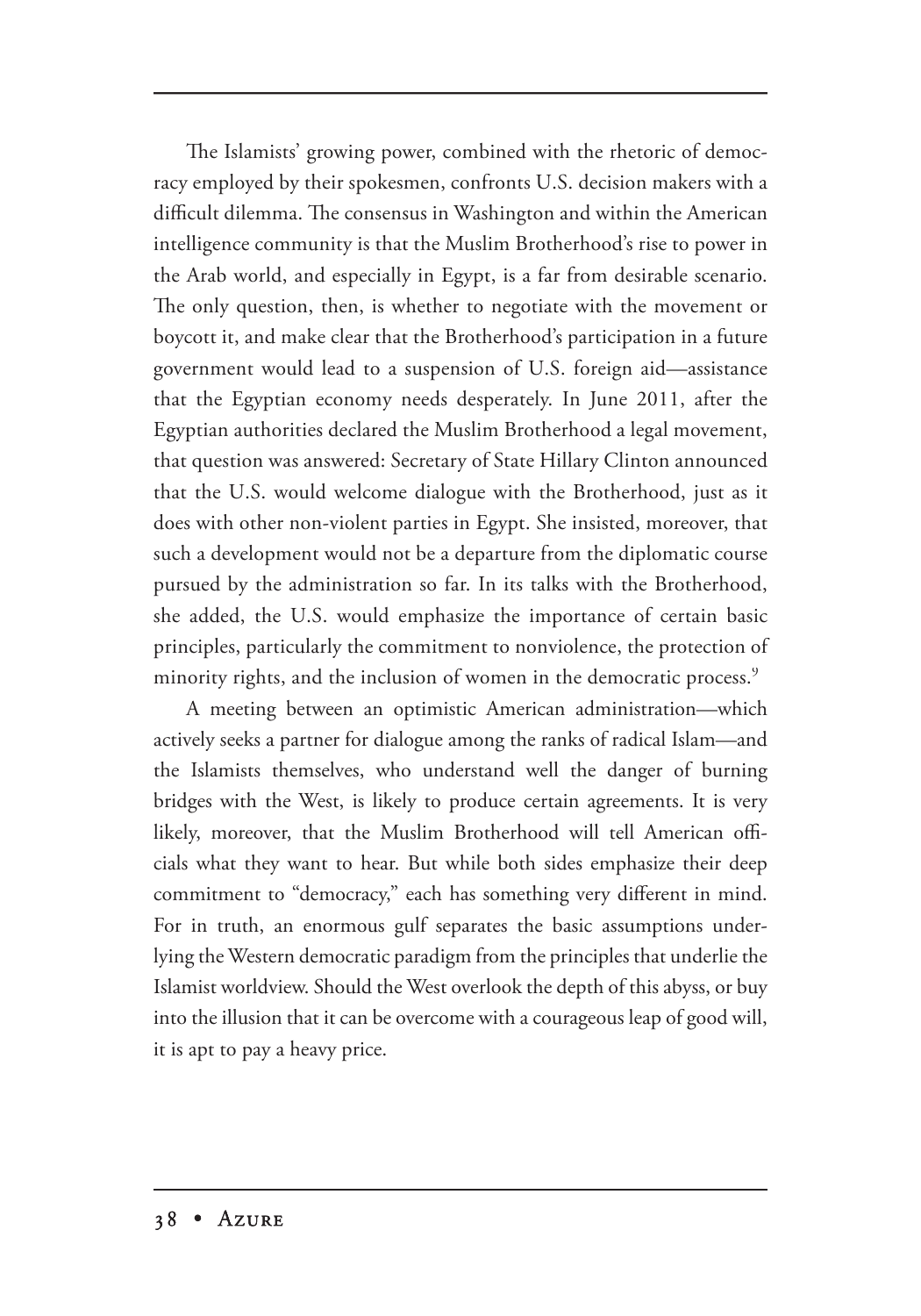The Islamists' growing power, combined with the rhetoric of democracy employed by their spokesmen, confronts U.S. decision makers with a difficult dilemma. The consensus in Washington and within the American intelligence community is that the Muslim Brotherhood's rise to power in the Arab world, and especially in Egypt, is a far from desirable scenario. The only question, then, is whether to negotiate with the movement or boycott it, and make clear that the Brotherhood's participation in a future government would lead to a suspension of U.S. foreign aid—assistance that the Egyptian economy needs desperately. In June 2011, after the Egyptian authorities declared the Muslim Brotherhood a legal movement, that question was answered: Secretary of State Hillary Clinton announced that the U.S. would welcome dialogue with the Brotherhood, just as it does with other non-violent parties in Egypt. She insisted, moreover, that such a development would not be a departure from the diplomatic course pursued by the administration so far. In its talks with the Brotherhood, she added, the U.S. would emphasize the importance of certain basic principles, particularly the commitment to nonviolence, the protection of minority rights, and the inclusion of women in the democratic process.[9]

A meeting between an optimistic American administration—which actively seeks a partner for dialogue among the ranks of radical Islam—and the Islamists themselves, who understand well the danger of burning bridges with the West, is likely to produce certain agreements. It is very likely, moreover, that the Muslim Brotherhood will tell American officials what they want to hear. But while both sides emphasize their deep commitment to "democracy," each has something very different in mind. For in truth, an enormous gulf separates the basic assumptions underlying the Western democratic paradigm from the principles that underlie the Islamist worldview. Should the West overlook the depth of this abyss, or buy into the illusion that it can be overcome with a courageous leap of good will, it is apt to pay a heavy price.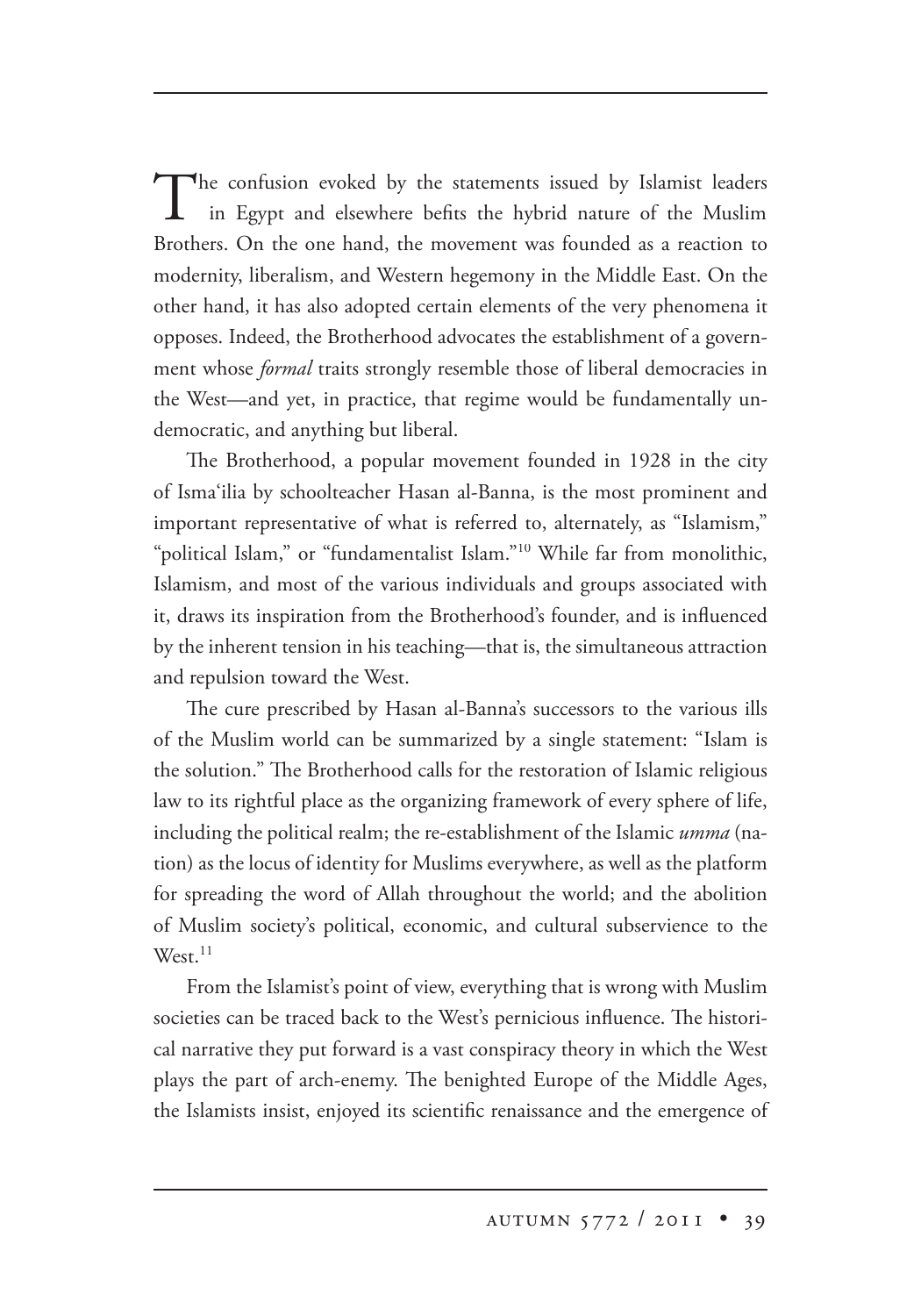The confusion evoked by the statements issued by Islamist leaders in Egypt and elsewhere befits the hybrid nature of the Muslim Brothers. On the one hand, the movement was founded as a reaction to modernity, liberalism, and Western hegemony in the Middle East. On the other hand, it has also adopted certain elements of the very phenomena it opposes. Indeed, the Brotherhood advocates the establishment of a government whose *formal* traits strongly resemble those of liberal democracies in the West—and yet, in practice, that regime would be fundamentally undemocratic, and anything but liberal.

The Brotherhood, a popular movement founded in 1928 in the city of Isma'ilia by schoolteacher Hasan al-Banna, is the most prominent and important representative of what is referred to, alternately, as "Islamism," "political Islam," or "fundamentalist Islam."[10] While far from monolithic, Islamism, and most of the various individuals and groups associated with it, draws its inspiration from the Brotherhood's founder, and is influenced by the inherent tension in his teaching—that is, the simultaneous attraction and repulsion toward the West.

The cure prescribed by Hasan al-Banna's successors to the various ills of the Muslim world can be summarized by a single statement: "Islam is the solution." The Brotherhood calls for the restoration of Islamic religious law to its rightful place as the organizing framework of every sphere of life, including the political realm; the re-establishment of the Islamic *umma* (nation) as the locus of identity for Muslims everywhere, as well as the platform for spreading the word of Allah throughout the world; and the abolition of Muslim society's political, economic, and cultural subservience to the West.[11]

From the Islamist's point of view, everything that is wrong with Muslim societies can be traced back to the West's pernicious influence. The historical narrative they put forward is a vast conspiracy theory in which the West plays the part of arch-enemy. The benighted Europe of the Middle Ages, the Islamists insist, enjoyed its scientific renaissance and the emergence of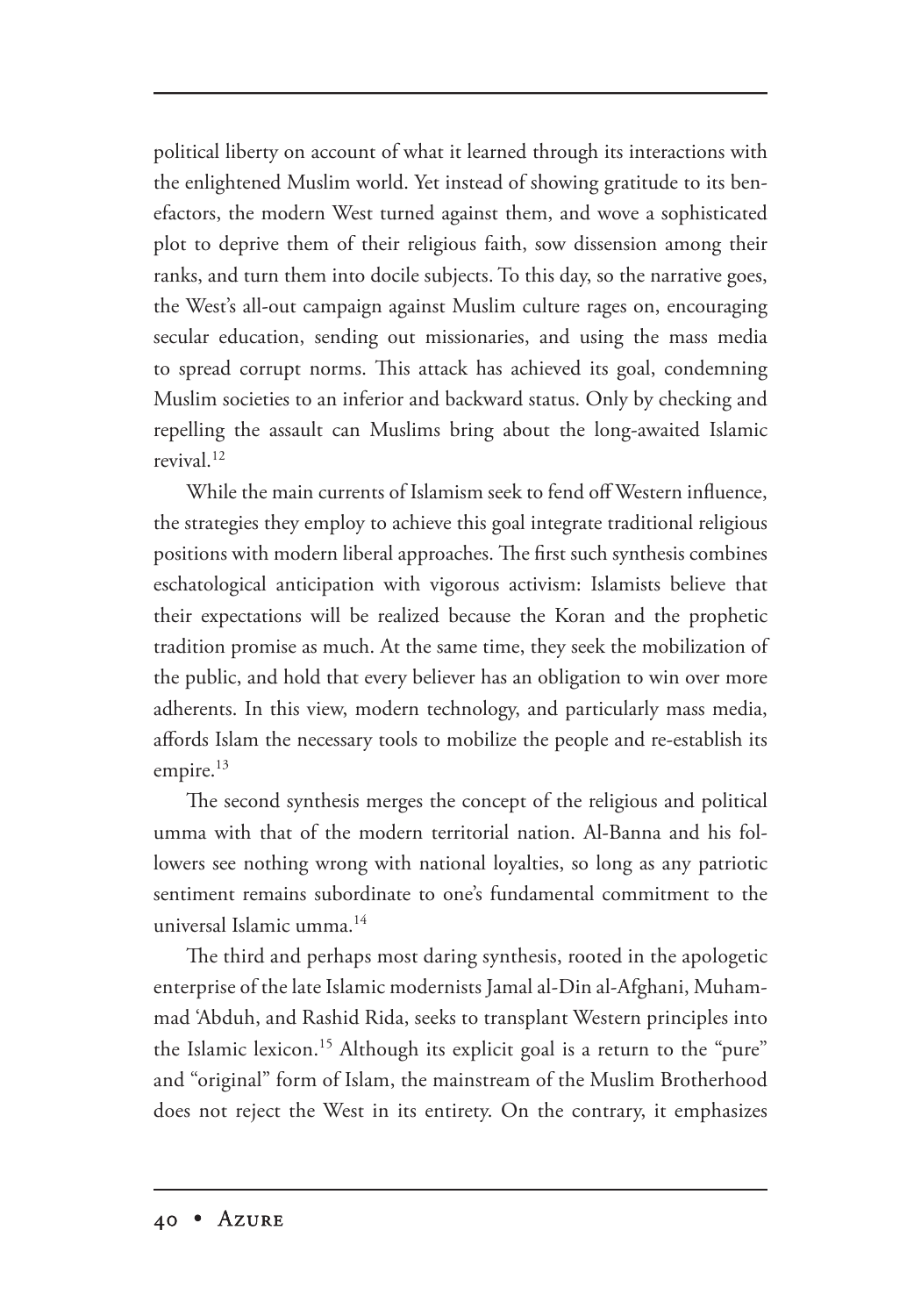political liberty on account of what it learned through its interactions with the enlightened Muslim world. Yet instead of showing gratitude to its benefactors, the modern West turned against them, and wove a sophisticated plot to deprive them of their religious faith, sow dissension among their ranks, and turn them into docile subjects. To this day, so the narrative goes, the West's all-out campaign against Muslim culture rages on, encouraging secular education, sending out missionaries, and using the mass media to spread corrupt norms. This attack has achieved its goal, condemning Muslim societies to an inferior and backward status. Only by checking and repelling the assault can Muslims bring about the long-awaited Islamic revival.[12]

While the main currents of Islamism seek to fend off Western influence, the strategies they employ to achieve this goal integrate traditional religious positions with modern liberal approaches. The first such synthesis combines eschatological anticipation with vigorous activism: Islamists believe that their expectations will be realized because the Koran and the prophetic tradition promise as much. At the same time, they seek the mobilization of the public, and hold that every believer has an obligation to win over more adherents. In this view, modern technology, and particularly mass media, affords Islam the necessary tools to mobilize the people and re-establish its empire.[13]

The second synthesis merges the concept of the religious and political umma with that of the modern territorial nation. Al-Banna and his followers see nothing wrong with national loyalties, so long as any patriotic sentiment remains subordinate to one's fundamental commitment to the universal Islamic umma.[14]

The third and perhaps most daring synthesis, rooted in the apologetic enterprise of the late Islamic modernists Jamal al-Din al-Afghani, Muhammad 'Abduh, and Rashid Rida, seeks to transplant Western principles into the Islamic lexicon.[15] Although its explicit goal is a return to the "pure" and "original" form of Islam, the mainstream of the Muslim Brotherhood does not reject the West in its entirety. On the contrary, it emphasizes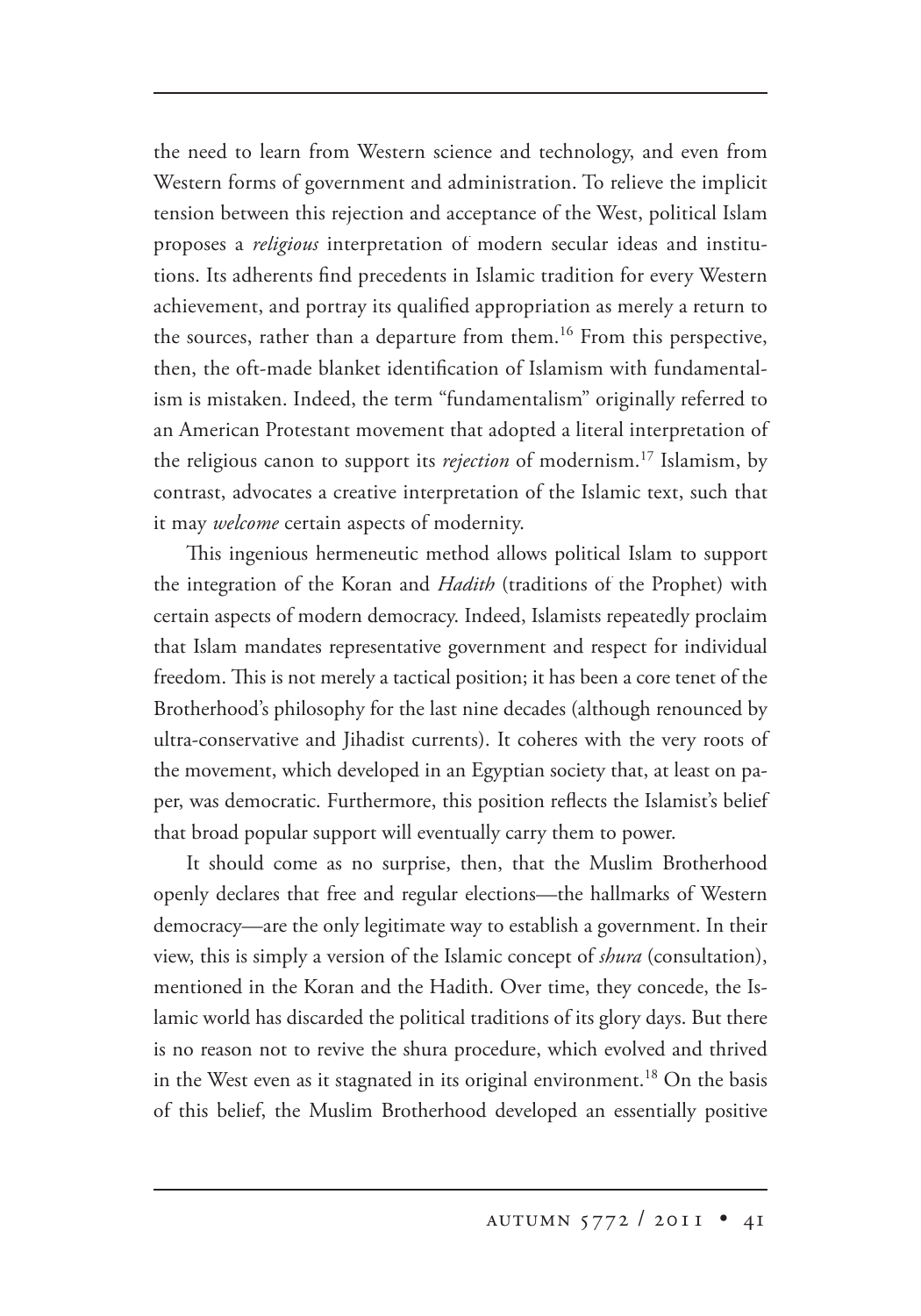the need to learn from Western science and technology, and even from Western forms of government and administration. To relieve the implicit tension between this rejection and acceptance of the West, political Islam proposes a *religious* interpretation of modern secular ideas and institutions. Its adherents find precedents in Islamic tradition for every Western achievement, and portray its qualified appropriation as merely a return to the sources, rather than a departure from them.[16] From this perspective, then, the oft-made blanket identification of Islamism with fundamentalism is mistaken. Indeed, the term "fundamentalism" originally referred to an American Protestant movement that adopted a literal interpretation of the religious canon to support its *rejection* of modernism.[17] Islamism, by contrast, advocates a creative interpretation of the Islamic text, such that it may *welcome* certain aspects of modernity.

This ingenious hermeneutic method allows political Islam to support the integration of the Koran and *Hadith* (traditions of the Prophet) with certain aspects of modern democracy. Indeed, Islamists repeatedly proclaim that Islam mandates representative government and respect for individual freedom. This is not merely a tactical position; it has been a core tenet of the Brotherhood's philosophy for the last nine decades (although renounced by ultra-conservative and Jihadist currents). It coheres with the very roots of the movement, which developed in an Egyptian society that, at least on paper, was democratic. Furthermore, this position reflects the Islamist's belief that broad popular support will eventually carry them to power.

It should come as no surprise, then, that the Muslim Brotherhood openly declares that free and regular elections—the hallmarks of Western democracy—are the only legitimate way to establish a government. In their view, this is simply a version of the Islamic concept of *shura* (consultation), mentioned in the Koran and the Hadith. Over time, they concede, the Islamic world has discarded the political traditions of its glory days. But there is no reason not to revive the shura procedure, which evolved and thrived in the West even as it stagnated in its original environment.[18] On the basis of this belief, the Muslim Brotherhood developed an essentially positive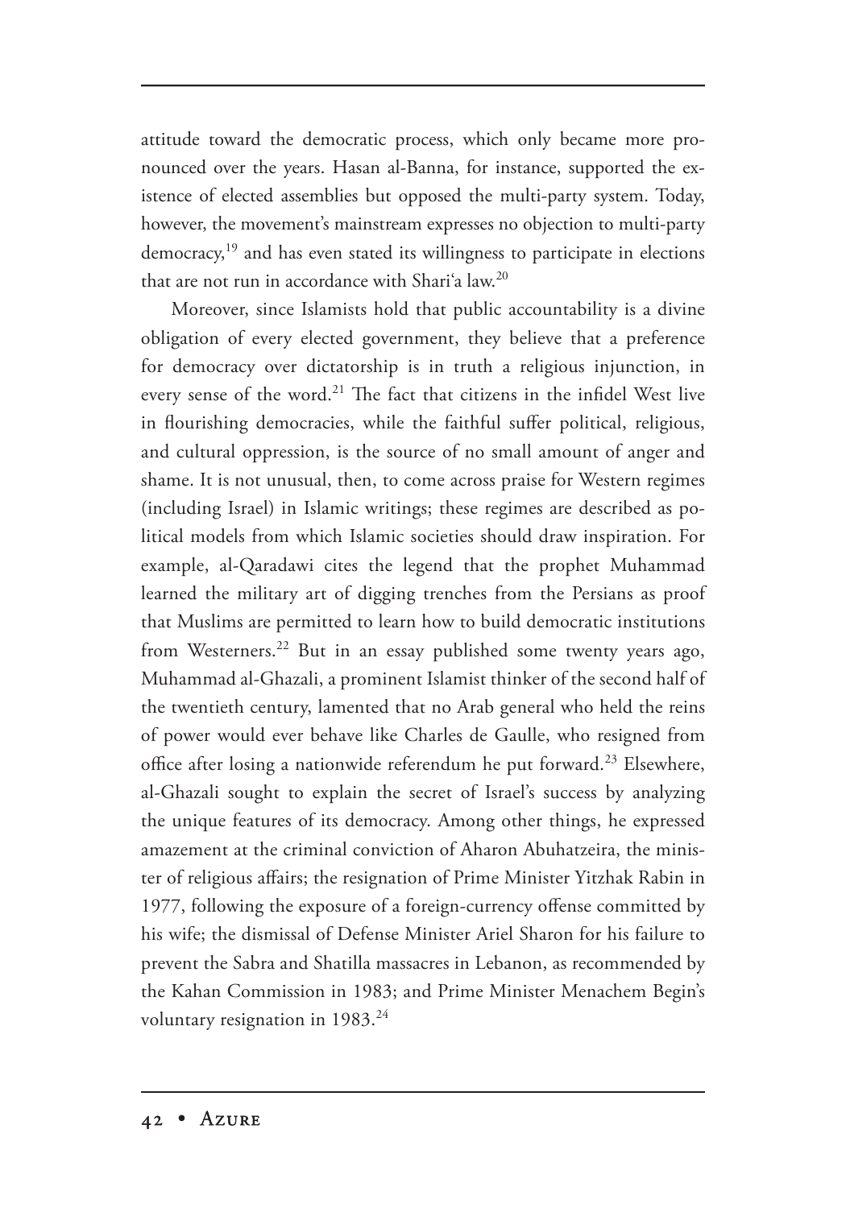attitude toward the democratic process, which only became more pronounced over the years. Hasan al-Banna, for instance, supported the existence of elected assemblies but opposed the multi-party system. Today, however, the movement's mainstream expresses no objection to multi-party democracy,[19] and has even stated its willingness to participate in elections that are not run in accordance with Shari'a law.[20]

Moreover, since Islamists hold that public accountability is a divine obligation of every elected government, they believe that a preference for democracy over dictatorship is in truth a religious injunction, in every sense of the word.[21] The fact that citizens in the infidel West live in flourishing democracies, while the faithful suffer political, religious, and cultural oppression, is the source of no small amount of anger and shame. It is not unusual, then, to come across praise for Western regimes (including Israel) in Islamic writings; these regimes are described as political models from which Islamic societies should draw inspiration. For example, al-Qaradawi cites the legend that the prophet Muhammad learned the military art of digging trenches from the Persians as proof that Muslims are permitted to learn how to build democratic institutions from Westerners.[22] But in an essay published some twenty years ago, Muhammad al-Ghazali, a prominent Islamist thinker of the second half of the twentieth century, lamented that no Arab general who held the reins of power would ever behave like Charles de Gaulle, who resigned from office after losing a nationwide referendum he put forward.[23] Elsewhere, al-Ghazali sought to explain the secret of Israel's success by analyzing the unique features of its democracy. Among other things, he expressed amazement at the criminal conviction of Aharon Abuhatzeira, the minister of religious affairs; the resignation of Prime Minister Yitzhak Rabin in 1977, following the exposure of a foreign-currency offense committed by his wife; the dismissal of Defense Minister Ariel Sharon for his failure to prevent the Sabra and Shatilla massacres in Lebanon, as recommended by the Kahan Commission in 1983; and Prime Minister Menachem Begin's voluntary resignation in 1983.[24]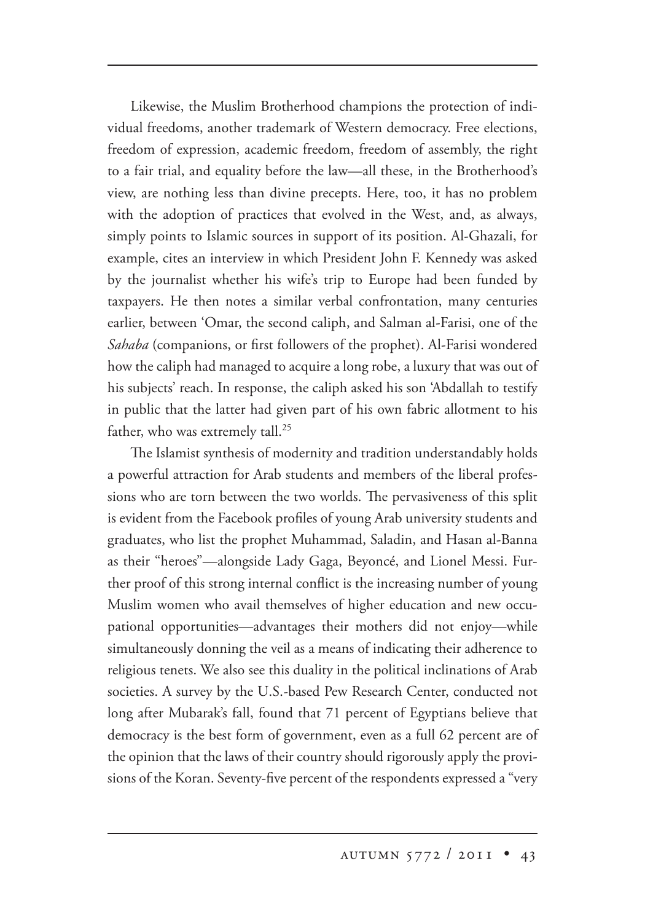Likewise, the Muslim Brotherhood champions the protection of individual freedoms, another trademark of Western democracy. Free elections, freedom of expression, academic freedom, freedom of assembly, the right to a fair trial, and equality before the law—all these, in the Brotherhood's view, are nothing less than divine precepts. Here, too, it has no problem with the adoption of practices that evolved in the West, and, as always, simply points to Islamic sources in support of its position. Al-Ghazali, for example, cites an interview in which President John F. Kennedy was asked by the journalist whether his wife's trip to Europe had been funded by taxpayers. He then notes a similar verbal confrontation, many centuries earlier, between 'Omar, the second caliph, and Salman al-Farisi, one of the *Sahaba* (companions, or first followers of the prophet). Al-Farisi wondered how the caliph had managed to acquire a long robe, a luxury that was out of his subjects' reach. In response, the caliph asked his son 'Abdallah to testify in public that the latter had given part of his own fabric allotment to his father, who was extremely tall.[25]

The Islamist synthesis of modernity and tradition understandably holds a powerful attraction for Arab students and members of the liberal professions who are torn between the two worlds. The pervasiveness of this split is evident from the Facebook profiles of young Arab university students and graduates, who list the prophet Muhammad, Saladin, and Hasan al-Banna as their "heroes"—alongside Lady Gaga, Beyoncé, and Lionel Messi. Further proof of this strong internal conflict is the increasing number of young Muslim women who avail themselves of higher education and new occupational opportunities—advantages their mothers did not enjoy—while simultaneously donning the veil as a means of indicating their adherence to religious tenets. We also see this duality in the political inclinations of Arab societies. A survey by the U.S.-based Pew Research Center, conducted not long after Mubarak's fall, found that 71 percent of Egyptians believe that democracy is the best form of government, even as a full 62 percent are of the opinion that the laws of their country should rigorously apply the provisions of the Koran. Seventy-five percent of the respondents expressed a "very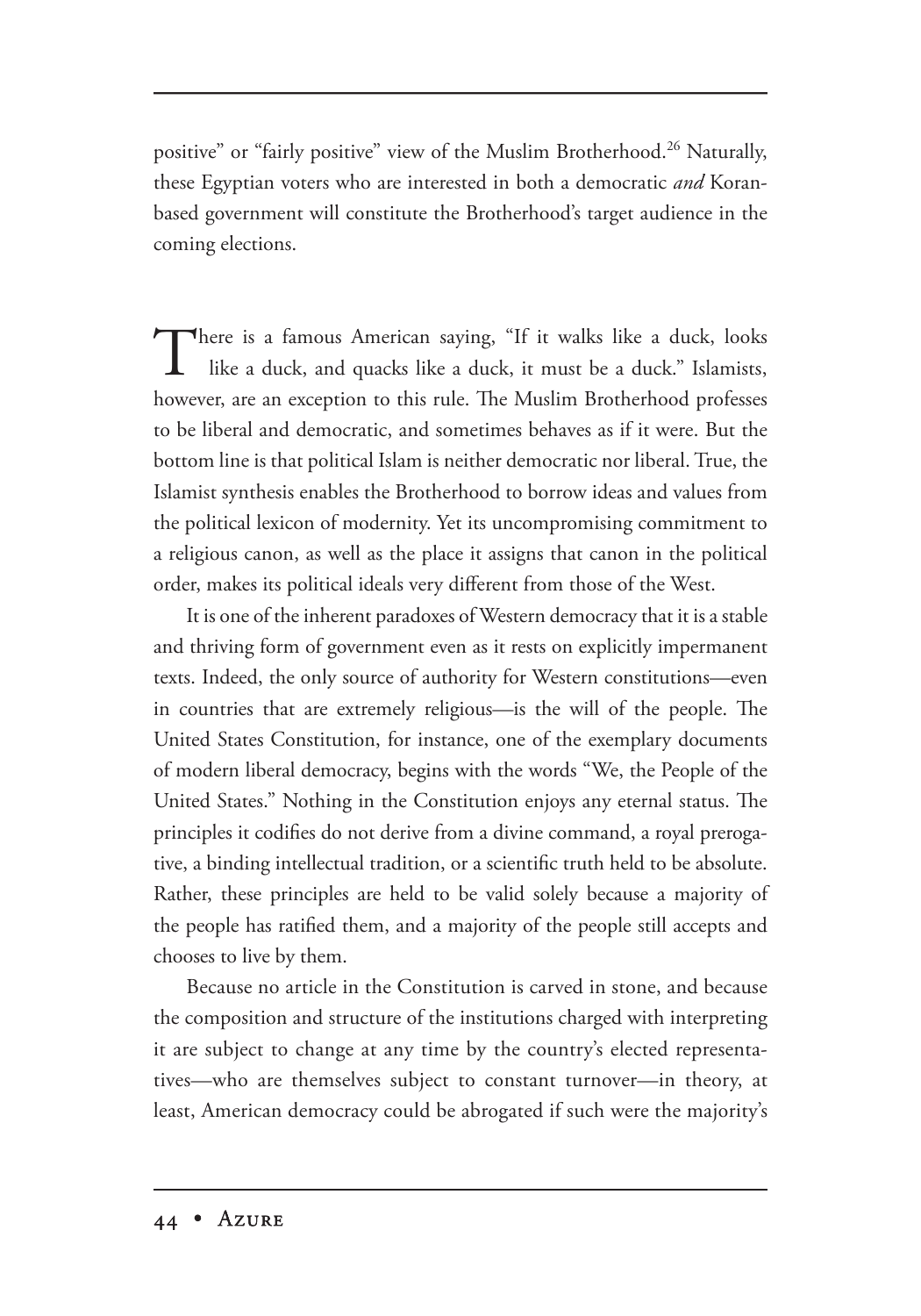positive" or "fairly positive" view of the Muslim Brotherhood.[26] Naturally, these Egyptian voters who are interested in both a democratic *and* Koran-based government will constitute the Brotherhood's target audience in the coming elections.

There is a famous American saying, "If it walks like a duck, looks like a duck, and quacks like a duck, it must be a duck." Islamists, however, are an exception to this rule. The Muslim Brotherhood professes to be liberal and democratic, and sometimes behaves as if it were. But the bottom line is that political Islam is neither democratic nor liberal. True, the Islamist synthesis enables the Brotherhood to borrow ideas and values from the political lexicon of modernity. Yet its uncompromising commitment to a religious canon, as well as the place it assigns that canon in the political order, makes its political ideals very different from those of the West.

It is one of the inherent paradoxes of Western democracy that it is a stable and thriving form of government even as it rests on explicitly impermanent texts. Indeed, the only source of authority for Western constitutions—even in countries that are extremely religious—is the will of the people. The United States Constitution, for instance, one of the exemplary documents of modern liberal democracy, begins with the words "We, the People of the United States." Nothing in the Constitution enjoys any eternal status. The principles it codifies do not derive from a divine command, a royal prerogative, a binding intellectual tradition, or a scientific truth held to be absolute. Rather, these principles are held to be valid solely because a majority of the people has ratified them, and a majority of the people still accepts and chooses to live by them.

Because no article in the Constitution is carved in stone, and because the composition and structure of the institutions charged with interpreting it are subject to change at any time by the country's elected representatives—who are themselves subject to constant turnover—in theory, at least, American democracy could be abrogated if such were the majority's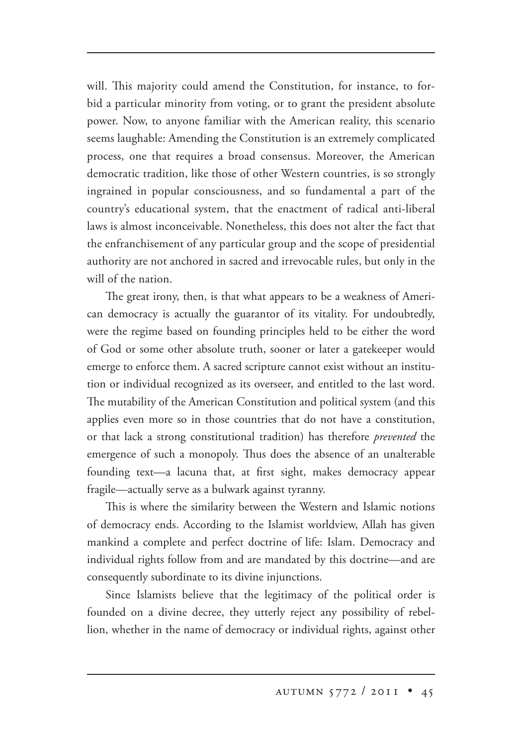will. This majority could amend the Constitution, for instance, to forbid a particular minority from voting, or to grant the president absolute power. Now, to anyone familiar with the American reality, this scenario seems laughable: Amending the Constitution is an extremely complicated process, one that requires a broad consensus. Moreover, the American democratic tradition, like those of other Western countries, is so strongly ingrained in popular consciousness, and so fundamental a part of the country's educational system, that the enactment of radical anti-liberal laws is almost inconceivable. Nonetheless, this does not alter the fact that the enfranchisement of any particular group and the scope of presidential authority are not anchored in sacred and irrevocable rules, but only in the will of the nation.

The great irony, then, is that what appears to be a weakness of American democracy is actually the guarantor of its vitality. For undoubtedly, were the regime based on founding principles held to be either the word of God or some other absolute truth, sooner or later a gatekeeper would emerge to enforce them. A sacred scripture cannot exist without an institution or individual recognized as its overseer, and entitled to the last word. The mutability of the American Constitution and political system (and this applies even more so in those countries that do not have a constitution, or that lack a strong constitutional tradition) has therefore *prevented* the emergence of such a monopoly. Thus does the absence of an unalterable founding text—a lacuna that, at first sight, makes democracy appear fragile—actually serve as a bulwark against tyranny.

This is where the similarity between the Western and Islamic notions of democracy ends. According to the Islamist worldview, Allah has given mankind a complete and perfect doctrine of life: Islam. Democracy and individual rights follow from and are mandated by this doctrine—and are consequently subordinate to its divine injunctions.

Since Islamists believe that the legitimacy of the political order is founded on a divine decree, they utterly reject any possibility of rebellion, whether in the name of democracy or individual rights, against other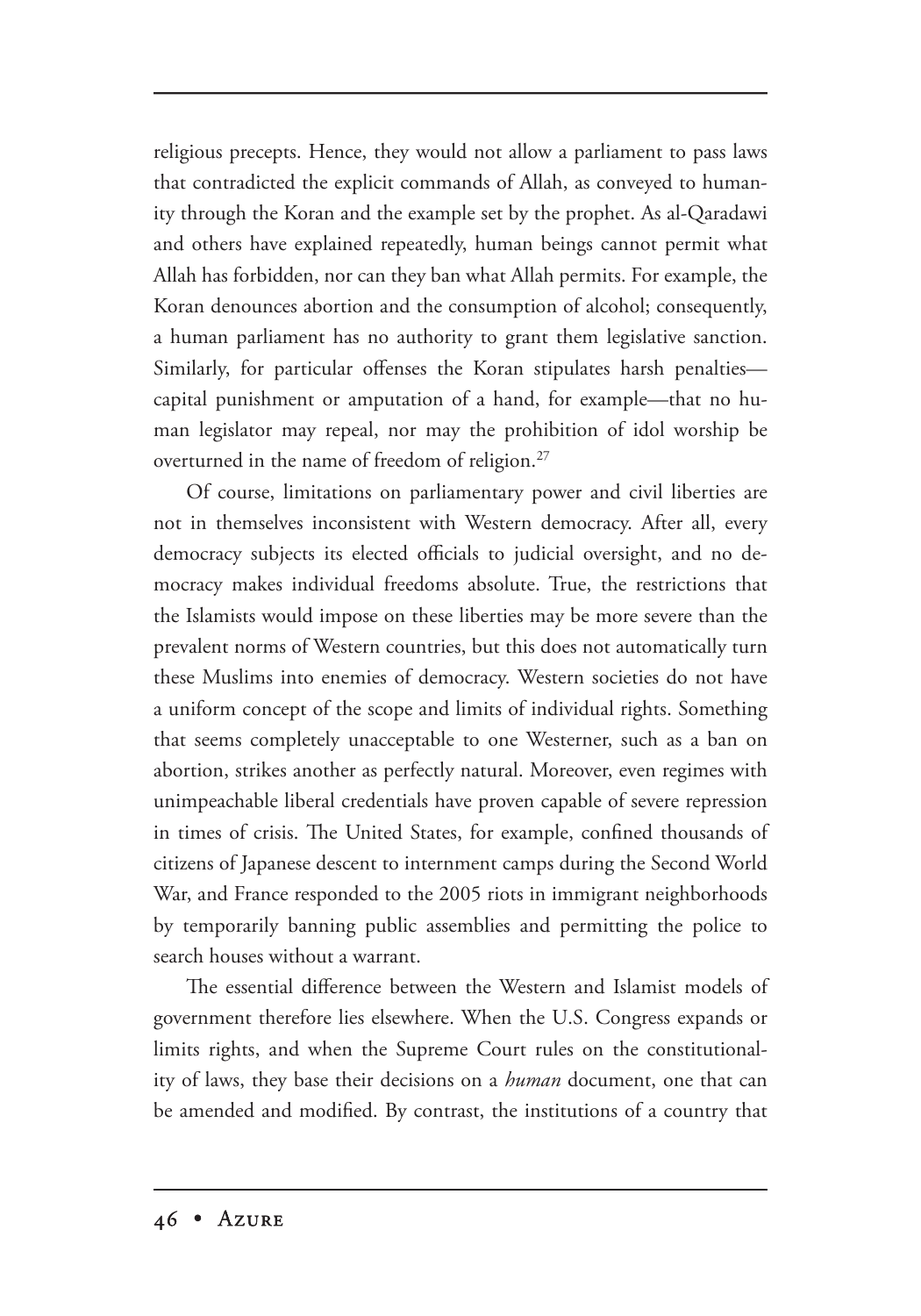religious precepts. Hence, they would not allow a parliament to pass laws that contradicted the explicit commands of Allah, as conveyed to humanity through the Koran and the example set by the prophet. As al-Qaradawi and others have explained repeatedly, human beings cannot permit what Allah has forbidden, nor can they ban what Allah permits. For example, the Koran denounces abortion and the consumption of alcohol; consequently, a human parliament has no authority to grant them legislative sanction. Similarly, for particular offenses the Koran stipulates harsh penalties—capital punishment or amputation of a hand, for example—that no human legislator may repeal, nor may the prohibition of idol worship be overturned in the name of freedom of religion.[27]

Of course, limitations on parliamentary power and civil liberties are not in themselves inconsistent with Western democracy. After all, every democracy subjects its elected officials to judicial oversight, and no democracy makes individual freedoms absolute. True, the restrictions that the Islamists would impose on these liberties may be more severe than the prevalent norms of Western countries, but this does not automatically turn these Muslims into enemies of democracy. Western societies do not have a uniform concept of the scope and limits of individual rights. Something that seems completely unacceptable to one Westerner, such as a ban on abortion, strikes another as perfectly natural. Moreover, even regimes with unimpeachable liberal credentials have proven capable of severe repression in times of crisis. The United States, for example, confined thousands of citizens of Japanese descent to internment camps during the Second World War, and France responded to the 2005 riots in immigrant neighborhoods by temporarily banning public assemblies and permitting the police to search houses without a warrant.

The essential difference between the Western and Islamist models of government therefore lies elsewhere. When the U.S. Congress expands or limits rights, and when the Supreme Court rules on the constitutionality of laws, they base their decisions on a *human* document, one that can be amended and modified. By contrast, the institutions of a country that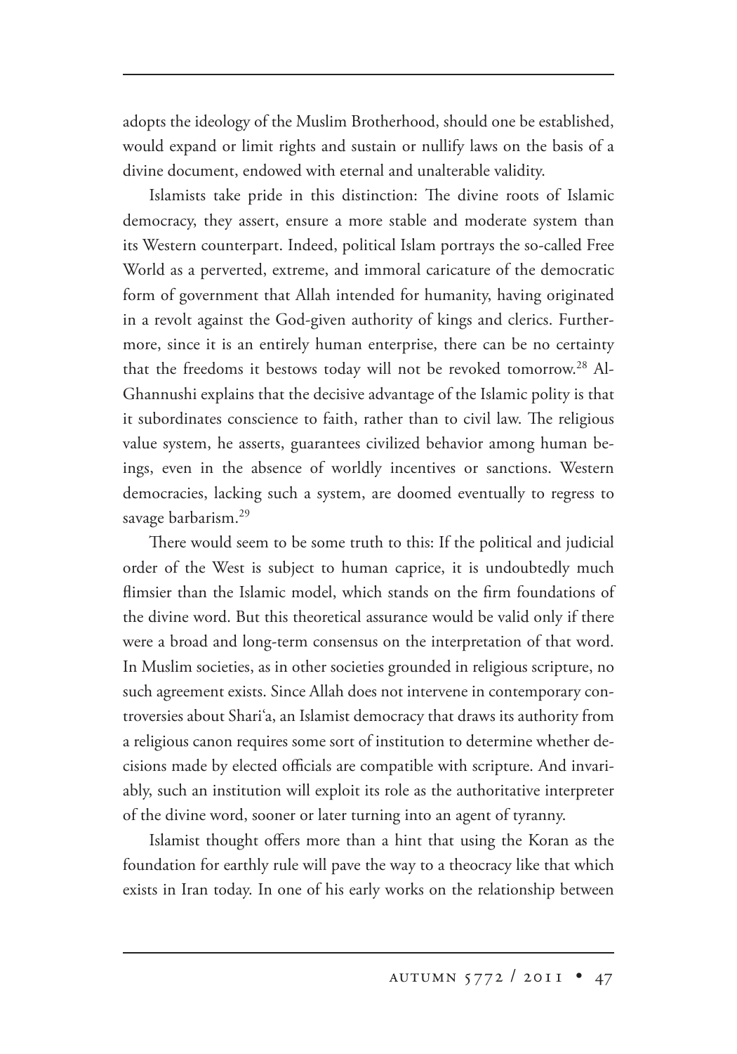adopts the ideology of the Muslim Brotherhood, should one be established, would expand or limit rights and sustain or nullify laws on the basis of a divine document, endowed with eternal and unalterable validity.

Islamists take pride in this distinction: The divine roots of Islamic democracy, they assert, ensure a more stable and moderate system than its Western counterpart. Indeed, political Islam portrays the so-called Free World as a perverted, extreme, and immoral caricature of the democratic form of government that Allah intended for humanity, having originated in a revolt against the God-given authority of kings and clerics. Furthermore, since it is an entirely human enterprise, there can be no certainty that the freedoms it bestows today will not be revoked tomorrow.[28] Al-Ghannushi explains that the decisive advantage of the Islamic polity is that it subordinates conscience to faith, rather than to civil law. The religious value system, he asserts, guarantees civilized behavior among human beings, even in the absence of worldly incentives or sanctions. Western democracies, lacking such a system, are doomed eventually to regress to savage barbarism.[29]

There would seem to be some truth to this: If the political and judicial order of the West is subject to human caprice, it is undoubtedly much flimsier than the Islamic model, which stands on the firm foundations of the divine word. But this theoretical assurance would be valid only if there were a broad and long-term consensus on the interpretation of that word. In Muslim societies, as in other societies grounded in religious scripture, no such agreement exists. Since Allah does not intervene in contemporary controversies about Shari'a, an Islamist democracy that draws its authority from a religious canon requires some sort of institution to determine whether decisions made by elected officials are compatible with scripture. And invariably, such an institution will exploit its role as the authoritative interpreter of the divine word, sooner or later turning into an agent of tyranny.

Islamist thought offers more than a hint that using the Koran as the foundation for earthly rule will pave the way to a theocracy like that which exists in Iran today. In one of his early works on the relationship between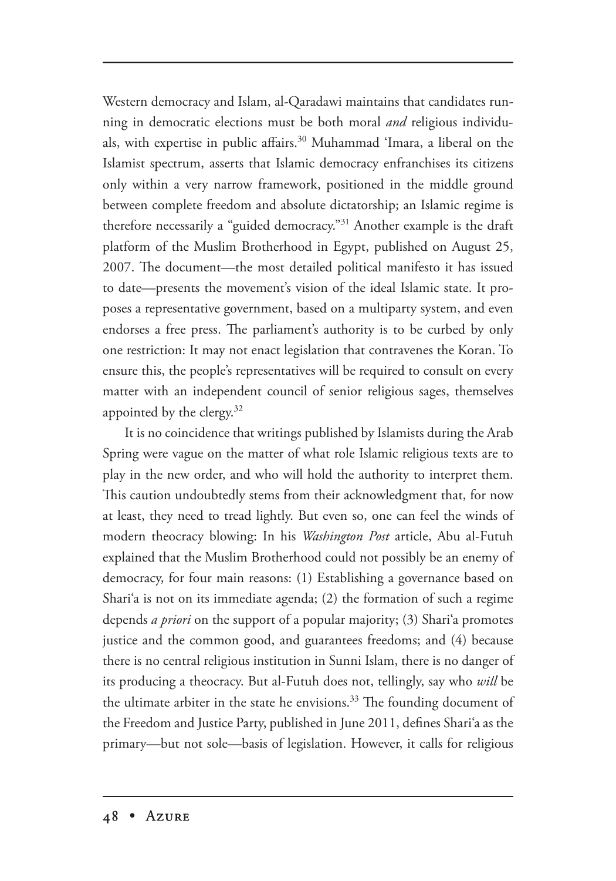Western democracy and Islam, al-Qaradawi maintains that candidates running in democratic elections must be both moral *and* religious individuals, with expertise in public affairs.[30] Muhammad 'Imara, a liberal on the Islamist spectrum, asserts that Islamic democracy enfranchises its citizens only within a very narrow framework, positioned in the middle ground between complete freedom and absolute dictatorship; an Islamic regime is therefore necessarily a "guided democracy."[31] Another example is the draft platform of the Muslim Brotherhood in Egypt, published on August 25, 2007. The document—the most detailed political manifesto it has issued to date—presents the movement's vision of the ideal Islamic state. It proposes a representative government, based on a multiparty system, and even endorses a free press. The parliament's authority is to be curbed by only one restriction: It may not enact legislation that contravenes the Koran. To ensure this, the people's representatives will be required to consult on every matter with an independent council of senior religious sages, themselves appointed by the clergy.[32]

It is no coincidence that writings published by Islamists during the Arab Spring were vague on the matter of what role Islamic religious texts are to play in the new order, and who will hold the authority to interpret them. This caution undoubtedly stems from their acknowledgment that, for now at least, they need to tread lightly. But even so, one can feel the winds of modern theocracy blowing: In his *Washington Post* article, Abu al-Futuh explained that the Muslim Brotherhood could not possibly be an enemy of democracy, for four main reasons: (1) Establishing a governance based on Shari'a is not on its immediate agenda; (2) the formation of such a regime depends *a priori* on the support of a popular majority; (3) Shari'a promotes justice and the common good, and guarantees freedoms; and (4) because there is no central religious institution in Sunni Islam, there is no danger of its producing a theocracy. But al-Futuh does not, tellingly, say who *will* be the ultimate arbiter in the state he envisions.[33] The founding document of the Freedom and Justice Party, published in June 2011, defines Shari'a as the primary—but not sole—basis of legislation. However, it calls for religious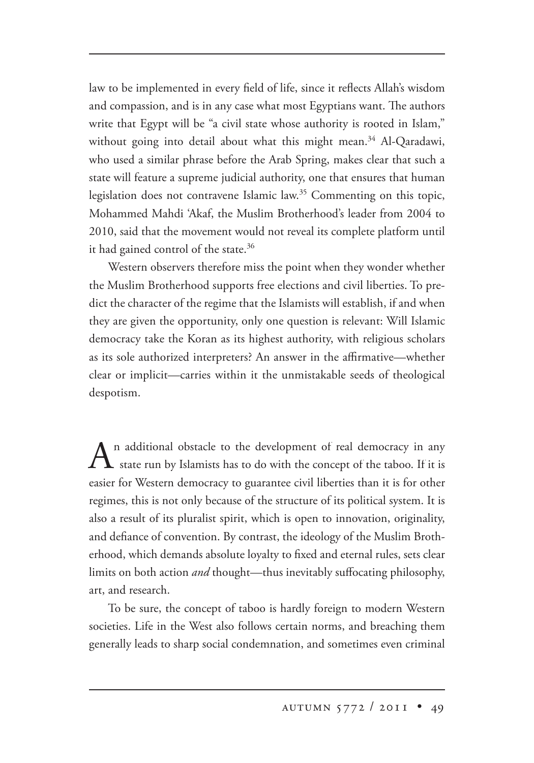law to be implemented in every field of life, since it reflects Allah's wisdom and compassion, and is in any case what most Egyptians want. The authors write that Egypt will be "a civil state whose authority is rooted in Islam," without going into detail about what this might mean.[34] Al-Qaradawi, who used a similar phrase before the Arab Spring, makes clear that such a state will feature a supreme judicial authority, one that ensures that human legislation does not contravene Islamic law.[35] Commenting on this topic, Mohammed Mahdi 'Akaf, the Muslim Brotherhood's leader from 2004 to 2010, said that the movement would not reveal its complete platform until it had gained control of the state.[36]

Western observers therefore miss the point when they wonder whether the Muslim Brotherhood supports free elections and civil liberties. To predict the character of the regime that the Islamists will establish, if and when they are given the opportunity, only one question is relevant: Will Islamic democracy take the Koran as its highest authority, with religious scholars as its sole authorized interpreters? An answer in the affirmative—whether clear or implicit—carries within it the unmistakable seeds of theological despotism.

An additional obstacle to the development of real democracy in any state run by Islamists has to do with the concept of the taboo. If it is easier for Western democracy to guarantee civil liberties than it is for other regimes, this is not only because of the structure of its political system. It is also a result of its pluralist spirit, which is open to innovation, originality, and defiance of convention. By contrast, the ideology of the Muslim Brotherhood, which demands absolute loyalty to fixed and eternal rules, sets clear limits on both action *and* thought—thus inevitably suffocating philosophy, art, and research.

To be sure, the concept of taboo is hardly foreign to modern Western societies. Life in the West also follows certain norms, and breaching them generally leads to sharp social condemnation, and sometimes even criminal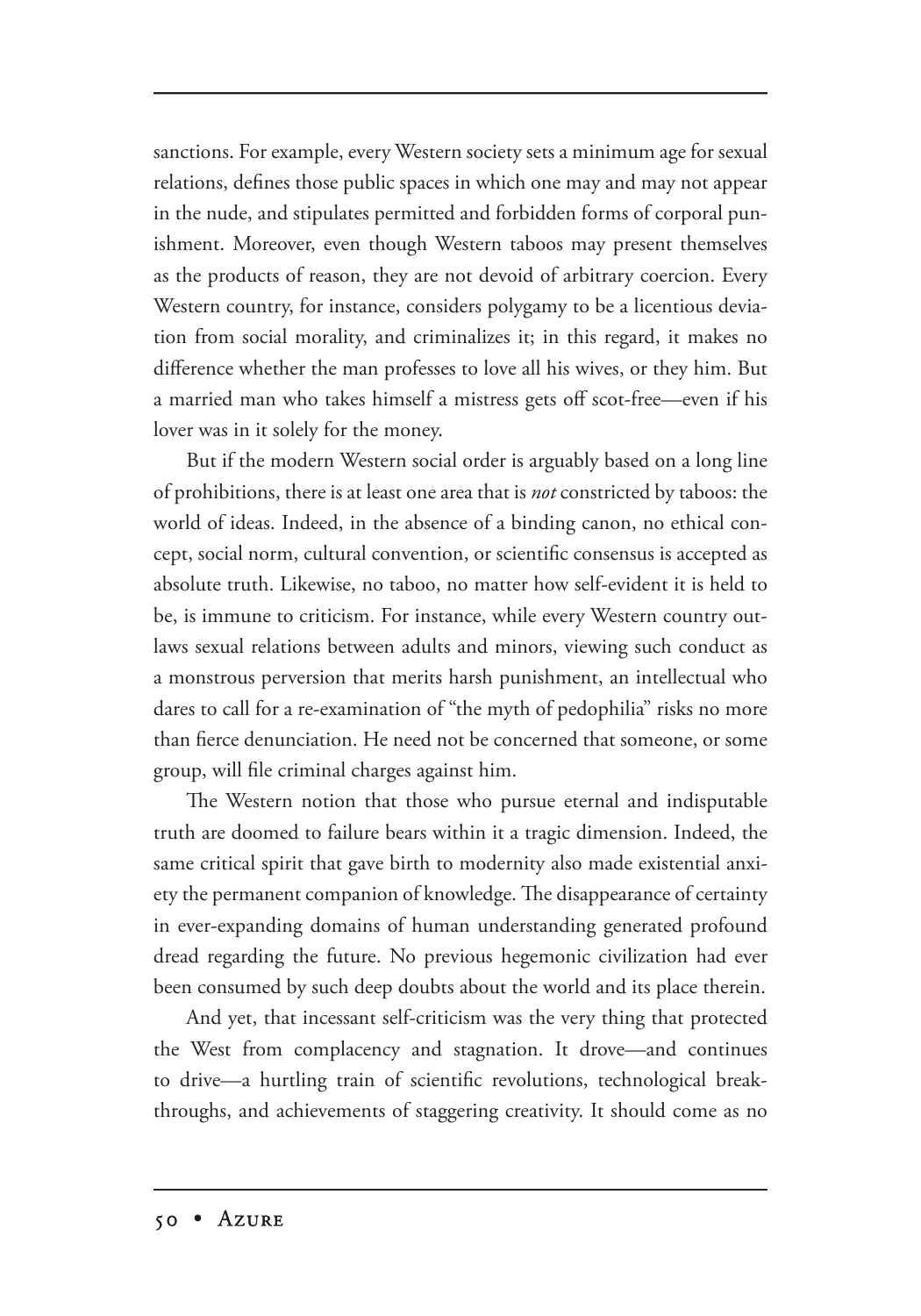sanctions. For example, every Western society sets a minimum age for sexual relations, defines those public spaces in which one may and may not appear in the nude, and stipulates permitted and forbidden forms of corporal punishment. Moreover, even though Western taboos may present themselves as the products of reason, they are not devoid of arbitrary coercion. Every Western country, for instance, considers polygamy to be a licentious deviation from social morality, and criminalizes it; in this regard, it makes no difference whether the man professes to love all his wives, or they him. But a married man who takes himself a mistress gets off scot-free—even if his lover was in it solely for the money.

But if the modern Western social order is arguably based on a long line of prohibitions, there is at least one area that is *not* constricted by taboos: the world of ideas. Indeed, in the absence of a binding canon, no ethical concept, social norm, cultural convention, or scientific consensus is accepted as absolute truth. Likewise, no taboo, no matter how self-evident it is held to be, is immune to criticism. For instance, while every Western country outlaws sexual relations between adults and minors, viewing such conduct as a monstrous perversion that merits harsh punishment, an intellectual who dares to call for a re-examination of "the myth of pedophilia" risks no more than fierce denunciation. He need not be concerned that someone, or some group, will file criminal charges against him.

The Western notion that those who pursue eternal and indisputable truth are doomed to failure bears within it a tragic dimension. Indeed, the same critical spirit that gave birth to modernity also made existential anxiety the permanent companion of knowledge. The disappearance of certainty in ever-expanding domains of human understanding generated profound dread regarding the future. No previous hegemonic civilization had ever been consumed by such deep doubts about the world and its place therein.

And yet, that incessant self-criticism was the very thing that protected the West from complacency and stagnation. It drove—and continues to drive—a hurtling train of scientific revolutions, technological breakthroughs, and achievements of staggering creativity. It should come as no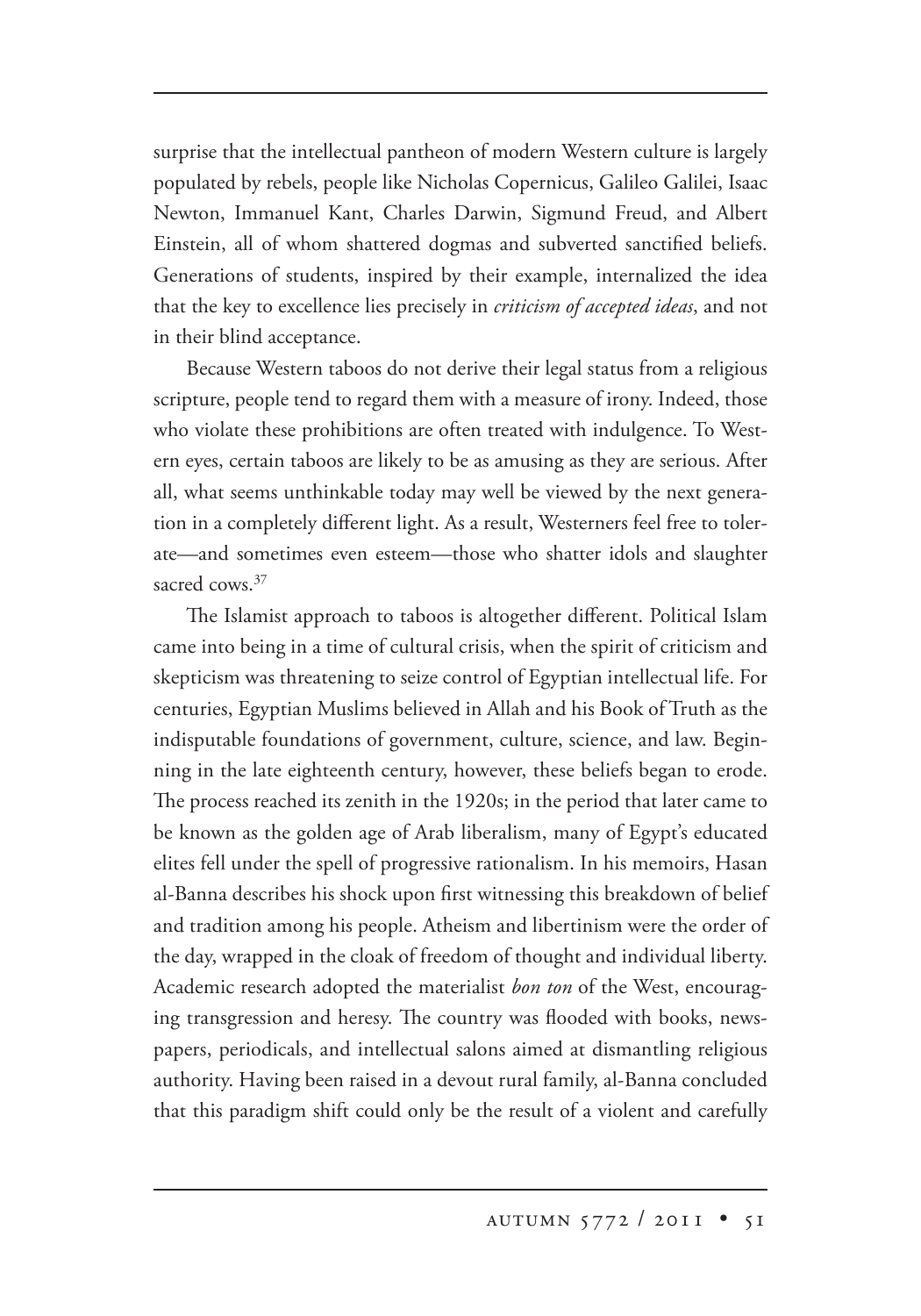surprise that the intellectual pantheon of modern Western culture is largely populated by rebels, people like Nicholas Copernicus, Galileo Galilei, Isaac Newton, Immanuel Kant, Charles Darwin, Sigmund Freud, and Albert Einstein, all of whom shattered dogmas and subverted sanctified beliefs. Generations of students, inspired by their example, internalized the idea that the key to excellence lies precisely in *criticism of accepted ideas*, and not in their blind acceptance.

Because Western taboos do not derive their legal status from a religious scripture, people tend to regard them with a measure of irony. Indeed, those who violate these prohibitions are often treated with indulgence. To Western eyes, certain taboos are likely to be as amusing as they are serious. After all, what seems unthinkable today may well be viewed by the next generation in a completely different light. As a result, Westerners feel free to tolerate—and sometimes even esteem—those who shatter idols and slaughter sacred cows.[37]

The Islamist approach to taboos is altogether different. Political Islam came into being in a time of cultural crisis, when the spirit of criticism and skepticism was threatening to seize control of Egyptian intellectual life. For centuries, Egyptian Muslims believed in Allah and his Book of Truth as the indisputable foundations of government, culture, science, and law. Beginning in the late eighteenth century, however, these beliefs began to erode. The process reached its zenith in the 1920s; in the period that later came to be known as the golden age of Arab liberalism, many of Egypt's educated elites fell under the spell of progressive rationalism. In his memoirs, Hasan al-Banna describes his shock upon first witnessing this breakdown of belief and tradition among his people. Atheism and libertinism were the order of the day, wrapped in the cloak of freedom of thought and individual liberty. Academic research adopted the materialist *bon ton* of the West, encouraging transgression and heresy. The country was flooded with books, newspapers, periodicals, and intellectual salons aimed at dismantling religious authority. Having been raised in a devout rural family, al-Banna concluded that this paradigm shift could only be the result of a violent and carefully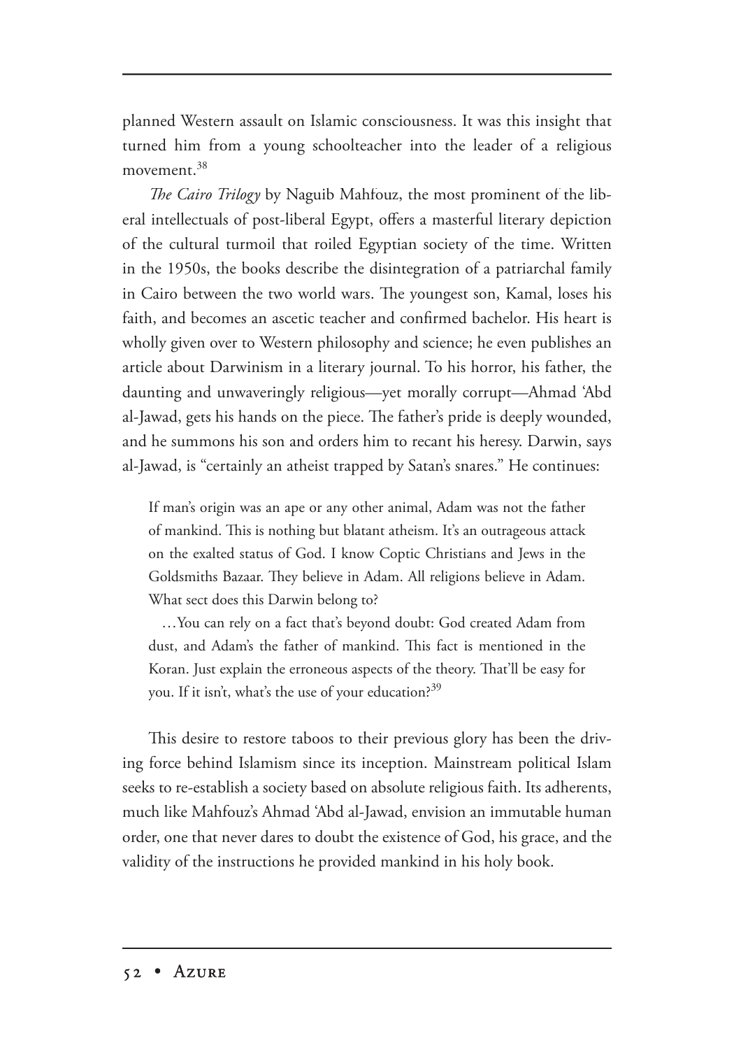planned Western assault on Islamic consciousness. It was this insight that turned him from a young schoolteacher into the leader of a religious movement.[38]

*The Cairo Trilogy* by Naguib Mahfouz, the most prominent of the liberal intellectuals of post-liberal Egypt, offers a masterful literary depiction of the cultural turmoil that roiled Egyptian society of the time. Written in the 1950s, the books describe the disintegration of a patriarchal family in Cairo between the two world wars. The youngest son, Kamal, loses his faith, and becomes an ascetic teacher and confirmed bachelor. His heart is wholly given over to Western philosophy and science; he even publishes an article about Darwinism in a literary journal. To his horror, his father, the daunting and unwaveringly religious—yet morally corrupt—Ahmad 'Abd al-Jawad, gets his hands on the piece. The father's pride is deeply wounded, and he summons his son and orders him to recant his heresy. Darwin, says al-Jawad, is "certainly an atheist trapped by Satan's snares." He continues:

> If man's origin was an ape or any other animal, Adam was not the father of mankind. This is nothing but blatant atheism. It's an outrageous attack on the exalted status of God. I know Coptic Christians and Jews in the Goldsmiths Bazaar. They believe in Adam. All religions believe in Adam. What sect does this Darwin belong to?
>
> …You can rely on a fact that's beyond doubt: God created Adam from dust, and Adam's the father of mankind. This fact is mentioned in the Koran. Just explain the erroneous aspects of the theory. That'll be easy for you. If it isn't, what's the use of your education?[39]

This desire to restore taboos to their previous glory has been the driving force behind Islamism since its inception. Mainstream political Islam seeks to re-establish a society based on absolute religious faith. Its adherents, much like Mahfouz's Ahmad 'Abd al-Jawad, envision an immutable human order, one that never dares to doubt the existence of God, his grace, and the validity of the instructions he provided mankind in his holy book.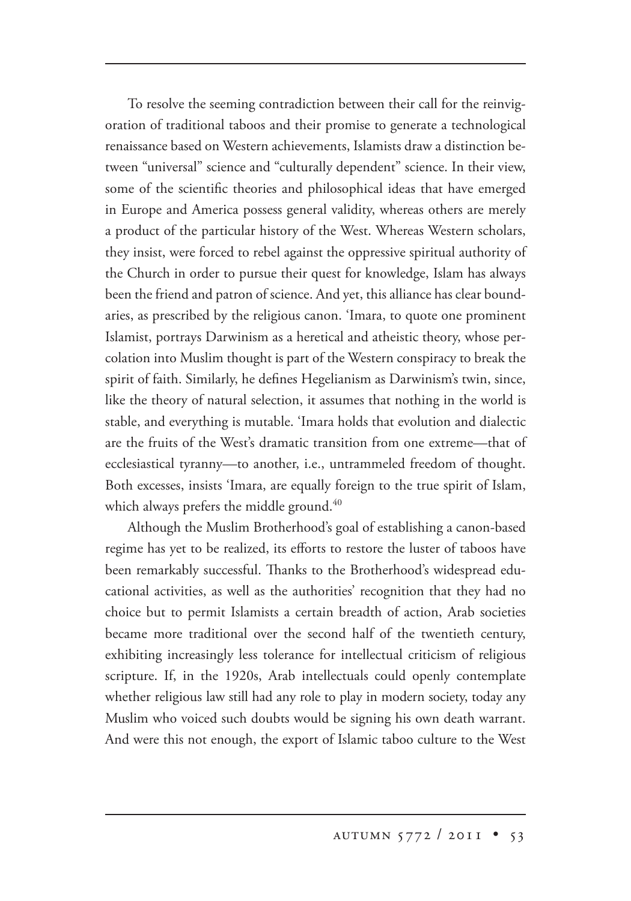To resolve the seeming contradiction between their call for the reinvigoration of traditional taboos and their promise to generate a technological renaissance based on Western achievements, Islamists draw a distinction between "universal" science and "culturally dependent" science. In their view, some of the scientific theories and philosophical ideas that have emerged in Europe and America possess general validity, whereas others are merely a product of the particular history of the West. Whereas Western scholars, they insist, were forced to rebel against the oppressive spiritual authority of the Church in order to pursue their quest for knowledge, Islam has always been the friend and patron of science. And yet, this alliance has clear boundaries, as prescribed by the religious canon. 'Imara, to quote one prominent Islamist, portrays Darwinism as a heretical and atheistic theory, whose percolation into Muslim thought is part of the Western conspiracy to break the spirit of faith. Similarly, he defines Hegelianism as Darwinism's twin, since, like the theory of natural selection, it assumes that nothing in the world is stable, and everything is mutable. 'Imara holds that evolution and dialectic are the fruits of the West's dramatic transition from one extreme—that of ecclesiastical tyranny—to another, i.e., untrammeled freedom of thought. Both excesses, insists 'Imara, are equally foreign to the true spirit of Islam, which always prefers the middle ground.[40]

Although the Muslim Brotherhood's goal of establishing a canon-based regime has yet to be realized, its efforts to restore the luster of taboos have been remarkably successful. Thanks to the Brotherhood's widespread educational activities, as well as the authorities' recognition that they had no choice but to permit Islamists a certain breadth of action, Arab societies became more traditional over the second half of the twentieth century, exhibiting increasingly less tolerance for intellectual criticism of religious scripture. If, in the 1920s, Arab intellectuals could openly contemplate whether religious law still had any role to play in modern society, today any Muslim who voiced such doubts would be signing his own death warrant. And were this not enough, the export of Islamic taboo culture to the West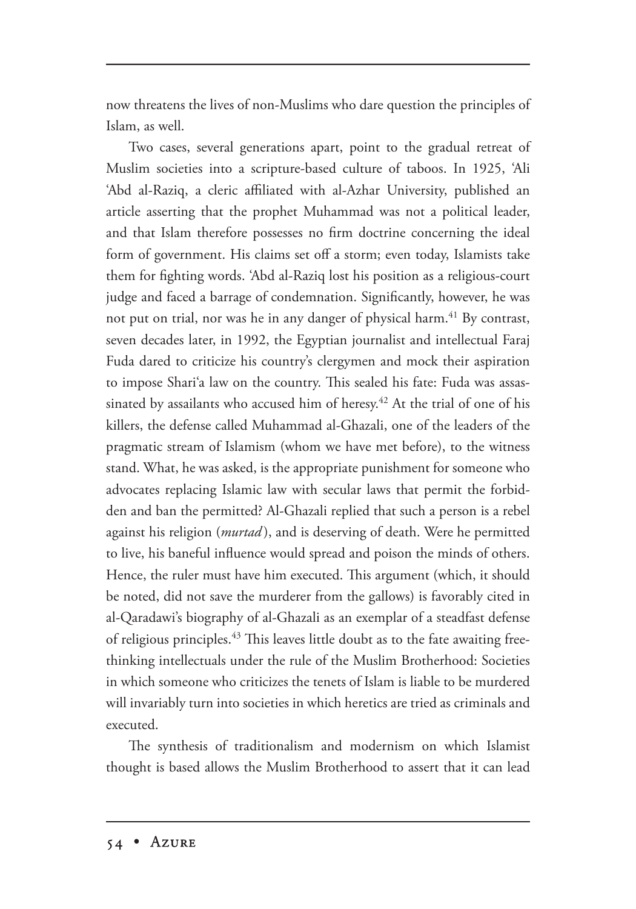now threatens the lives of non-Muslims who dare question the principles of Islam, as well.

Two cases, several generations apart, point to the gradual retreat of Muslim societies into a scripture-based culture of taboos. In 1925, 'Ali 'Abd al-Raziq, a cleric affiliated with al-Azhar University, published an article asserting that the prophet Muhammad was not a political leader, and that Islam therefore possesses no firm doctrine concerning the ideal form of government. His claims set off a storm; even today, Islamists take them for fighting words. 'Abd al-Raziq lost his position as a religious-court judge and faced a barrage of condemnation. Significantly, however, he was not put on trial, nor was he in any danger of physical harm.[41] By contrast, seven decades later, in 1992, the Egyptian journalist and intellectual Faraj Fuda dared to criticize his country's clergymen and mock their aspiration to impose Shari'a law on the country. This sealed his fate: Fuda was assassinated by assailants who accused him of heresy.[42] At the trial of one of his killers, the defense called Muhammad al-Ghazali, one of the leaders of the pragmatic stream of Islamism (whom we have met before), to the witness stand. What, he was asked, is the appropriate punishment for someone who advocates replacing Islamic law with secular laws that permit the forbidden and ban the permitted? Al-Ghazali replied that such a person is a rebel against his religion (*murtad*), and is deserving of death. Were he permitted to live, his baneful influence would spread and poison the minds of others. Hence, the ruler must have him executed. This argument (which, it should be noted, did not save the murderer from the gallows) is favorably cited in al-Qaradawi's biography of al-Ghazali as an exemplar of a steadfast defense of religious principles.[43] This leaves little doubt as to the fate awaiting free-thinking intellectuals under the rule of the Muslim Brotherhood: Societies in which someone who criticizes the tenets of Islam is liable to be murdered will invariably turn into societies in which heretics are tried as criminals and executed.

The synthesis of traditionalism and modernism on which Islamist thought is based allows the Muslim Brotherhood to assert that it can lead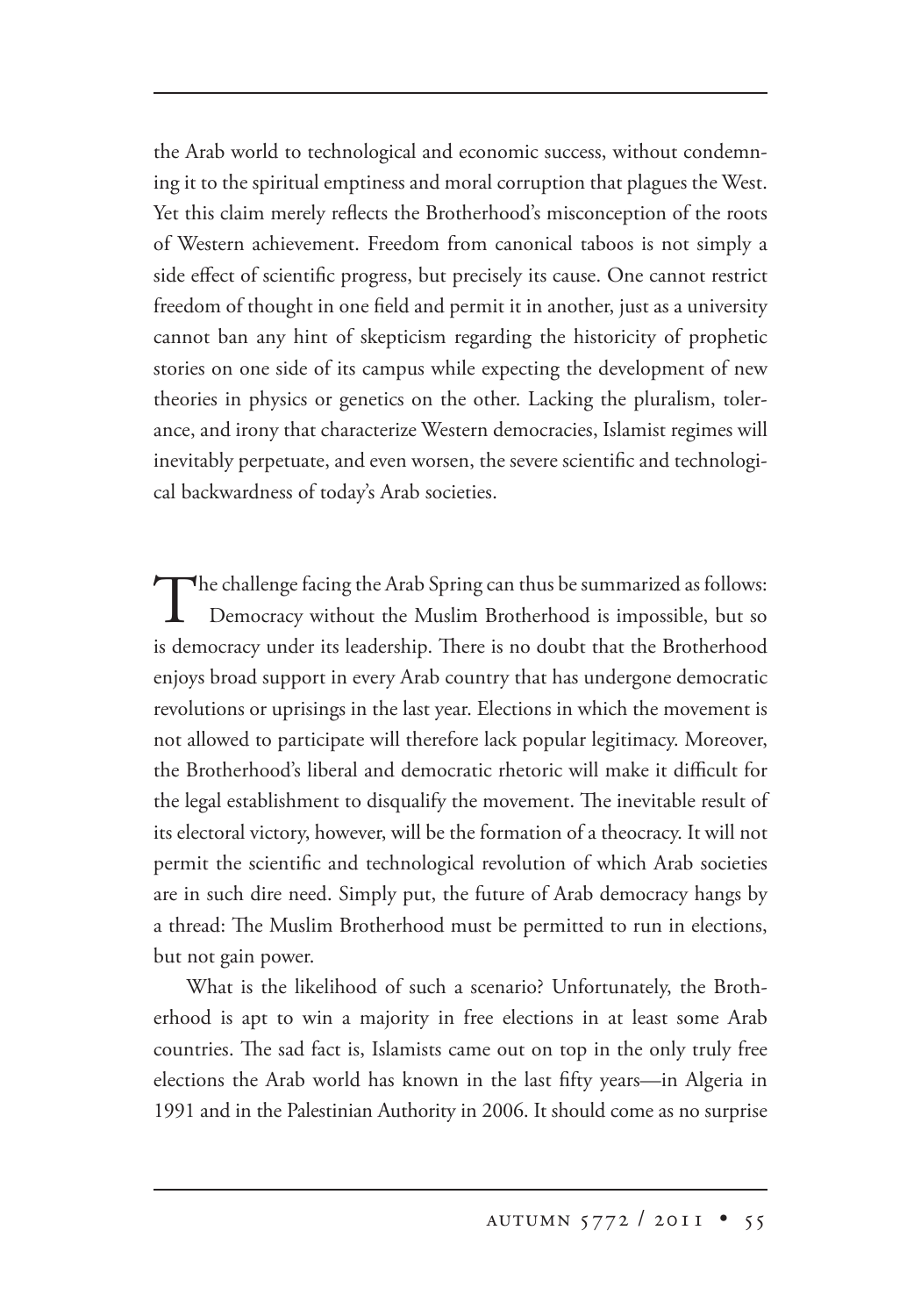the Arab world to technological and economic success, without condemning it to the spiritual emptiness and moral corruption that plagues the West. Yet this claim merely reflects the Brotherhood's misconception of the roots of Western achievement. Freedom from canonical taboos is not simply a side effect of scientific progress, but precisely its cause. One cannot restrict freedom of thought in one field and permit it in another, just as a university cannot ban any hint of skepticism regarding the historicity of prophetic stories on one side of its campus while expecting the development of new theories in physics or genetics on the other. Lacking the pluralism, tolerance, and irony that characterize Western democracies, Islamist regimes will inevitably perpetuate, and even worsen, the severe scientific and technological backwardness of today's Arab societies.

The challenge facing the Arab Spring can thus be summarized as follows: Democracy without the Muslim Brotherhood is impossible, but so is democracy under its leadership. There is no doubt that the Brotherhood enjoys broad support in every Arab country that has undergone democratic revolutions or uprisings in the last year. Elections in which the movement is not allowed to participate will therefore lack popular legitimacy. Moreover, the Brotherhood's liberal and democratic rhetoric will make it difficult for the legal establishment to disqualify the movement. The inevitable result of its electoral victory, however, will be the formation of a theocracy. It will not permit the scientific and technological revolution of which Arab societies are in such dire need. Simply put, the future of Arab democracy hangs by a thread: The Muslim Brotherhood must be permitted to run in elections, but not gain power.

What is the likelihood of such a scenario? Unfortunately, the Brotherhood is apt to win a majority in free elections in at least some Arab countries. The sad fact is, Islamists came out on top in the only truly free elections the Arab world has known in the last fifty years—in Algeria in 1991 and in the Palestinian Authority in 2006. It should come as no surprise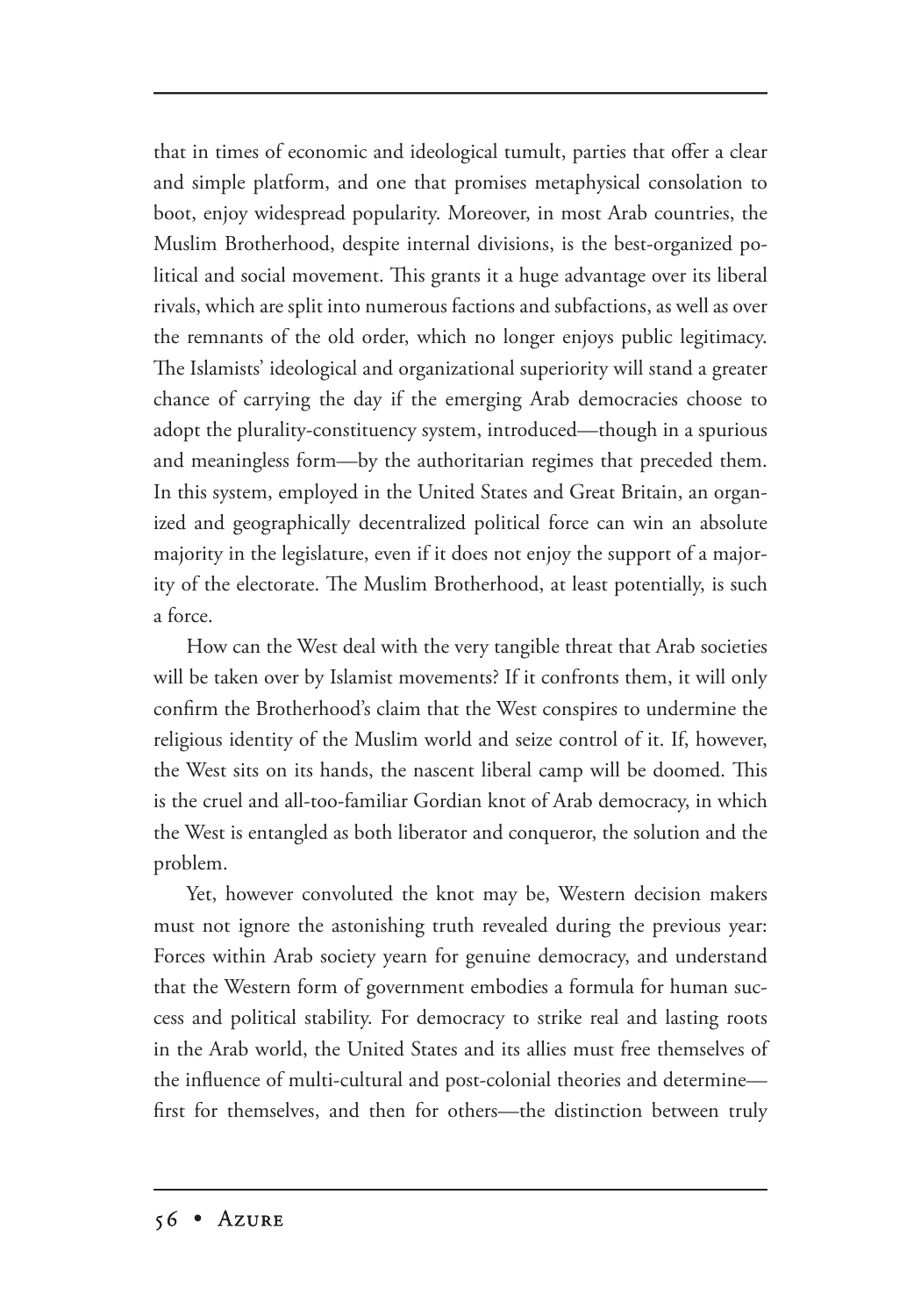that in times of economic and ideological tumult, parties that offer a clear and simple platform, and one that promises metaphysical consolation to boot, enjoy widespread popularity. Moreover, in most Arab countries, the Muslim Brotherhood, despite internal divisions, is the best-organized political and social movement. This grants it a huge advantage over its liberal rivals, which are split into numerous factions and subfactions, as well as over the remnants of the old order, which no longer enjoys public legitimacy. The Islamists' ideological and organizational superiority will stand a greater chance of carrying the day if the emerging Arab democracies choose to adopt the plurality-constituency system, introduced—though in a spurious and meaningless form—by the authoritarian regimes that preceded them. In this system, employed in the United States and Great Britain, an organized and geographically decentralized political force can win an absolute majority in the legislature, even if it does not enjoy the support of a majority of the electorate. The Muslim Brotherhood, at least potentially, is such a force.

How can the West deal with the very tangible threat that Arab societies will be taken over by Islamist movements? If it confronts them, it will only confirm the Brotherhood's claim that the West conspires to undermine the religious identity of the Muslim world and seize control of it. If, however, the West sits on its hands, the nascent liberal camp will be doomed. This is the cruel and all-too-familiar Gordian knot of Arab democracy, in which the West is entangled as both liberator and conqueror, the solution and the problem.

Yet, however convoluted the knot may be, Western decision makers must not ignore the astonishing truth revealed during the previous year: Forces within Arab society yearn for genuine democracy, and understand that the Western form of government embodies a formula for human success and political stability. For democracy to strike real and lasting roots in the Arab world, the United States and its allies must free themselves of the influence of multi-cultural and post-colonial theories and determine—first for themselves, and then for others—the distinction between truly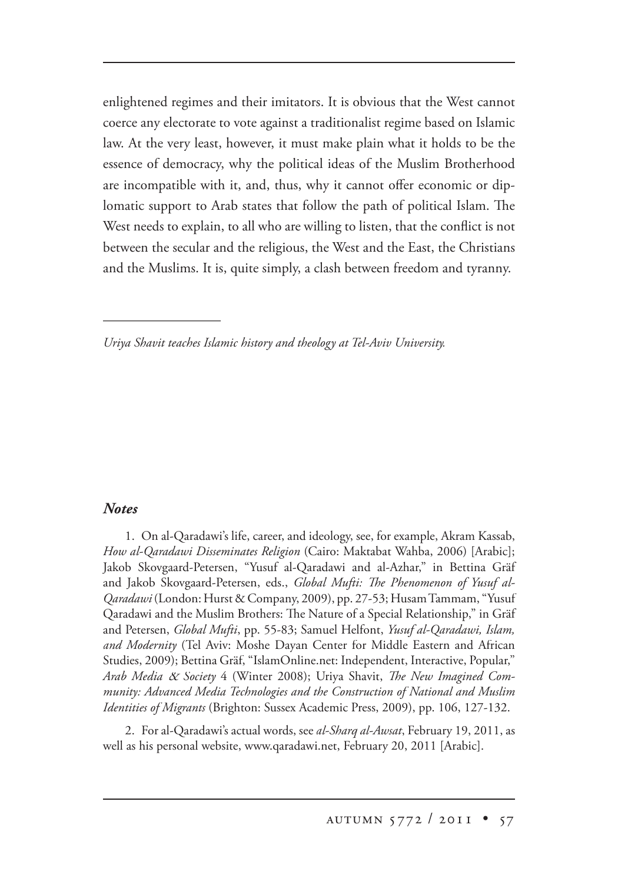enlightened regimes and their imitators. It is obvious that the West cannot coerce any electorate to vote against a traditionalist regime based on Islamic law. At the very least, however, it must make plain what it holds to be the essence of democracy, why the political ideas of the Muslim Brotherhood are incompatible with it, and, thus, why it cannot offer economic or diplomatic support to Arab states that follow the path of political Islam. The West needs to explain, to all who are willing to listen, that the conflict is not between the secular and the religious, the West and the East, the Christians and the Muslims. It is, quite simply, a clash between freedom and tyranny.

---

*Uriya Shavit teaches Islamic history and theology at Tel-Aviv University.*

### *Notes*

1. On al-Qaradawi's life, career, and ideology, see, for example, Akram Kassab, *How al-Qaradawi Disseminates Religion* (Cairo: Maktabat Wahba, 2006) [Arabic]; Jakob Skovgaard-Petersen, "Yusuf al-Qaradawi and al-Azhar," in Bettina Gräf and Jakob Skovgaard-Petersen, eds., *Global Mufti: The Phenomenon of Yusuf al-Qaradawi* (London: Hurst & Company, 2009), pp. 27-53; Husam Tammam, "Yusuf Qaradawi and the Muslim Brothers: The Nature of a Special Relationship," in Gräf and Petersen, *Global Mufti*, pp. 55-83; Samuel Helfont, *Yusuf al-Qaradawi, Islam, and Modernity* (Tel Aviv: Moshe Dayan Center for Middle Eastern and African Studies, 2009); Bettina Gräf, "IslamOnline.net: Independent, Interactive, Popular," *Arab Media & Society* 4 (Winter 2008); Uriya Shavit, *The New Imagined Community: Advanced Media Technologies and the Construction of National and Muslim Identities of Migrants* (Brighton: Sussex Academic Press, 2009), pp. 106, 127-132.

2. For al-Qaradawi's actual words, see *al-Sharq al-Awsat*, February 19, 2011, as well as his personal website, www.qaradawi.net, February 20, 2011 [Arabic].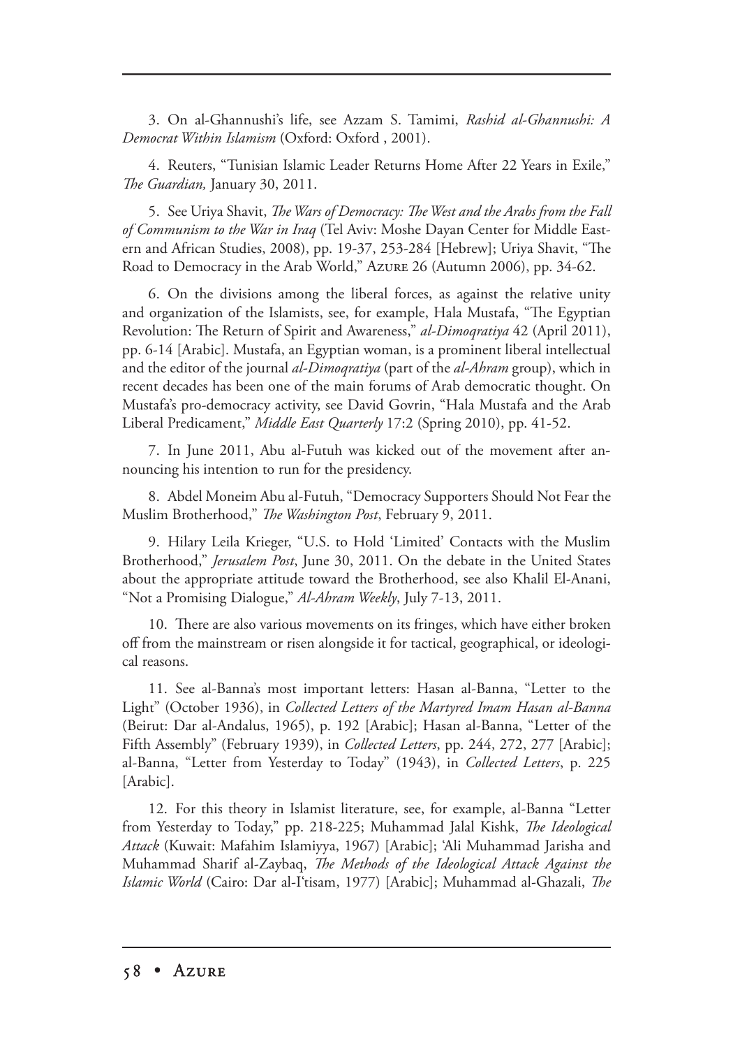3. On al-Ghannushi's life, see Azzam S. Tamimi, *Rashid al-Ghannushi: A Democrat Within Islamism* (Oxford: Oxford , 2001).

4. Reuters, "Tunisian Islamic Leader Returns Home After 22 Years in Exile," *The Guardian,* January 30, 2011.

5. See Uriya Shavit, *The Wars of Democracy: The West and the Arabs from the Fall of Communism to the War in Iraq* (Tel Aviv: Moshe Dayan Center for Middle Eastern and African Studies, 2008), pp. 19-37, 253-284 [Hebrew]; Uriya Shavit, "The Road to Democracy in the Arab World," Azure 26 (Autumn 2006), pp. 34-62.

6. On the divisions among the liberal forces, as against the relative unity and organization of the Islamists, see, for example, Hala Mustafa, "The Egyptian Revolution: The Return of Spirit and Awareness," *al-Dimoqratiya* 42 (April 2011), pp. 6-14 [Arabic]. Mustafa, an Egyptian woman, is a prominent liberal intellectual and the editor of the journal *al-Dimoqratiya* (part of the *al-Ahram* group), which in recent decades has been one of the main forums of Arab democratic thought. On Mustafa's pro-democracy activity, see David Govrin, "Hala Mustafa and the Arab Liberal Predicament," *Middle East Quarterly* 17:2 (Spring 2010), pp. 41-52.

7. In June 2011, Abu al-Futuh was kicked out of the movement after announcing his intention to run for the presidency.

8. Abdel Moneim Abu al-Futuh, "Democracy Supporters Should Not Fear the Muslim Brotherhood," *The Washington Post*, February 9, 2011.

9. Hilary Leila Krieger, "U.S. to Hold 'Limited' Contacts with the Muslim Brotherhood," *Jerusalem Post*, June 30, 2011. On the debate in the United States about the appropriate attitude toward the Brotherhood, see also Khalil El-Anani, "Not a Promising Dialogue," *Al-Ahram Weekly*, July 7-13, 2011.

10. There are also various movements on its fringes, which have either broken off from the mainstream or risen alongside it for tactical, geographical, or ideological reasons.

11. See al-Banna's most important letters: Hasan al-Banna, "Letter to the Light" (October 1936), in *Collected Letters of the Martyred Imam Hasan al-Banna* (Beirut: Dar al-Andalus, 1965), p. 192 [Arabic]; Hasan al-Banna, "Letter of the Fifth Assembly" (February 1939), in *Collected Letters*, pp. 244, 272, 277 [Arabic]; al-Banna, "Letter from Yesterday to Today" (1943), in *Collected Letters*, p. 225 [Arabic].

12. For this theory in Islamist literature, see, for example, al-Banna "Letter from Yesterday to Today," pp. 218-225; Muhammad Jalal Kishk, *The Ideological Attack* (Kuwait: Mafahim Islamiyya, 1967) [Arabic]; 'Ali Muhammad Jarisha and Muhammad Sharif al-Zaybaq, *The Methods of the Ideological Attack Against the Islamic World* (Cairo: Dar al-I'tisam, 1977) [Arabic]; Muhammad al-Ghazali, *The*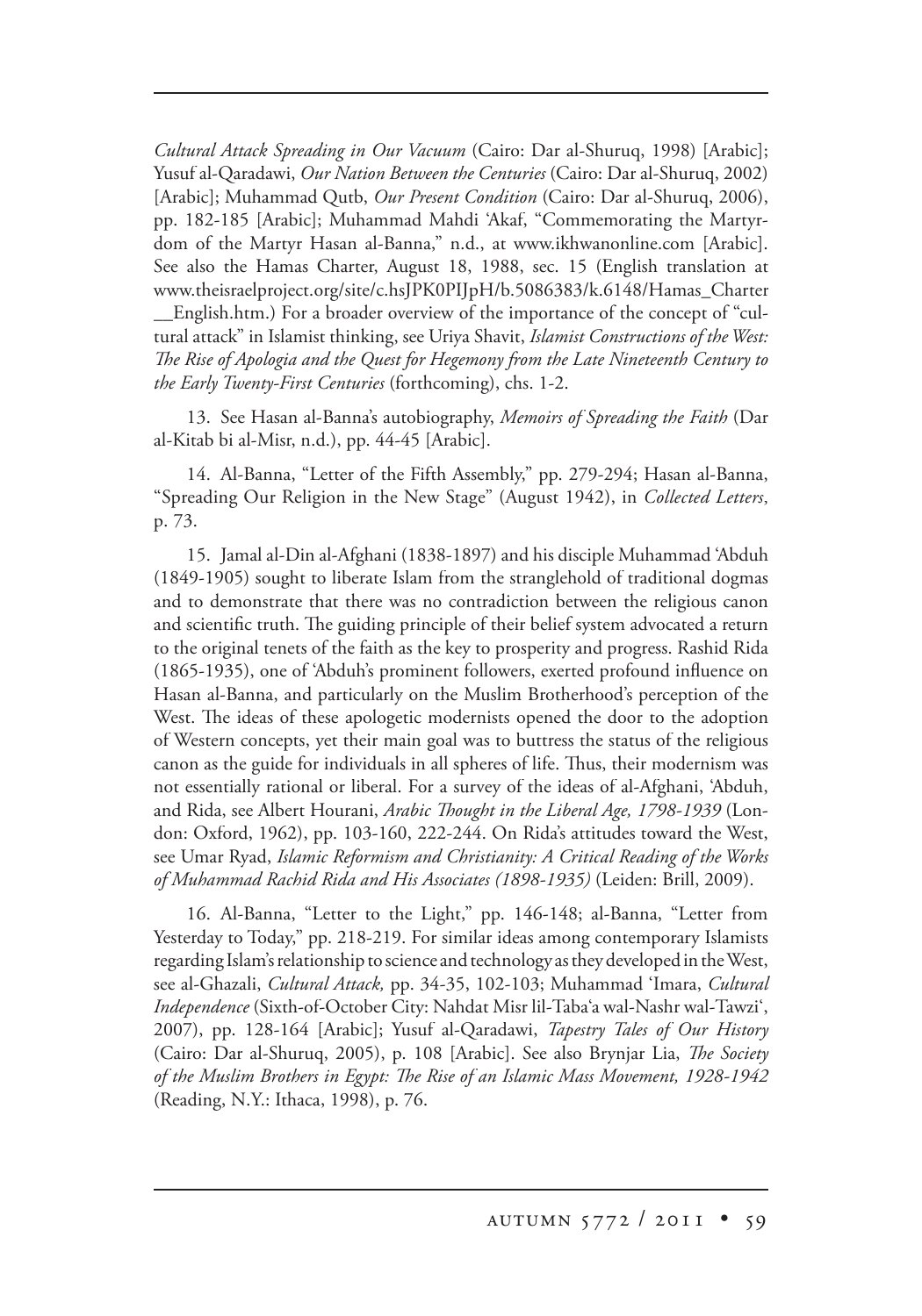*Cultural Attack Spreading in Our Vacuum* (Cairo: Dar al-Shuruq, 1998) [Arabic]; Yusuf al-Qaradawi, *Our Nation Between the Centuries* (Cairo: Dar al-Shuruq, 2002) [Arabic]; Muhammad Qutb, *Our Present Condition* (Cairo: Dar al-Shuruq, 2006), pp. 182-185 [Arabic]; Muhammad Mahdi 'Akaf, "Commemorating the Martyrdom of the Martyr Hasan al-Banna," n.d., at www.ikhwanonline.com [Arabic]. See also the Hamas Charter, August 18, 1988, sec. 15 (English translation at www.theisraelproject.org/site/c.hsJPK0PIJpH/b.5086383/k.6148/Hamas_Charter__English.htm.) For a broader overview of the importance of the concept of "cultural attack" in Islamist thinking, see Uriya Shavit, *Islamist Constructions of the West: The Rise of Apologia and the Quest for Hegemony from the Late Nineteenth Century to the Early Twenty-First Centuries* (forthcoming), chs. 1-2.

13. See Hasan al-Banna's autobiography, *Memoirs of Spreading the Faith* (Dar al-Kitab bi al-Misr, n.d.), pp. 44-45 [Arabic].

14. Al-Banna, "Letter of the Fifth Assembly," pp. 279-294; Hasan al-Banna, "Spreading Our Religion in the New Stage" (August 1942), in *Collected Letters*, p. 73.

15. Jamal al-Din al-Afghani (1838-1897) and his disciple Muhammad 'Abduh (1849-1905) sought to liberate Islam from the stranglehold of traditional dogmas and to demonstrate that there was no contradiction between the religious canon and scientific truth. The guiding principle of their belief system advocated a return to the original tenets of the faith as the key to prosperity and progress. Rashid Rida (1865-1935), one of 'Abduh's prominent followers, exerted profound influence on Hasan al-Banna, and particularly on the Muslim Brotherhood's perception of the West. The ideas of these apologetic modernists opened the door to the adoption of Western concepts, yet their main goal was to buttress the status of the religious canon as the guide for individuals in all spheres of life. Thus, their modernism was not essentially rational or liberal. For a survey of the ideas of al-Afghani, 'Abduh, and Rida, see Albert Hourani, *Arabic Thought in the Liberal Age, 1798-1939* (London: Oxford, 1962), pp. 103-160, 222-244. On Rida's attitudes toward the West, see Umar Ryad, *Islamic Reformism and Christianity: A Critical Reading of the Works of Muhammad Rachid Rida and His Associates (1898-1935)* (Leiden: Brill, 2009).

16. Al-Banna, "Letter to the Light," pp. 146-148; al-Banna, "Letter from Yesterday to Today," pp. 218-219. For similar ideas among contemporary Islamists regarding Islam's relationship to science and technology as they developed in the West, see al-Ghazali, *Cultural Attack,* pp. 34-35, 102-103; Muhammad 'Imara, *Cultural Independence* (Sixth-of-October City: Nahdat Misr lil-Taba'a wal-Nashr wal-Tawzi', 2007), pp. 128-164 [Arabic]; Yusuf al-Qaradawi, *Tapestry Tales of Our History* (Cairo: Dar al-Shuruq, 2005), p. 108 [Arabic]. See also Brynjar Lia, *The Society of the Muslim Brothers in Egypt: The Rise of an Islamic Mass Movement, 1928-1942* (Reading, N.Y.: Ithaca, 1998), p. 76.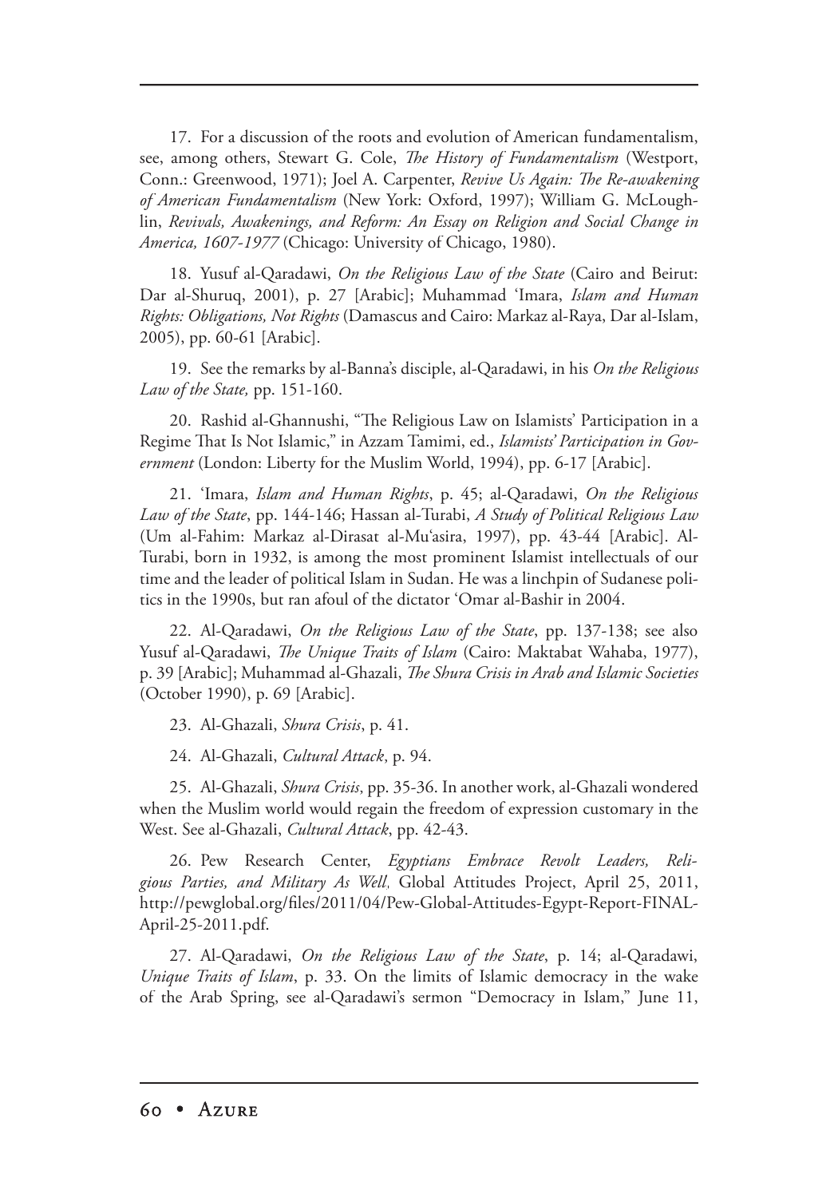17. For a discussion of the roots and evolution of American fundamentalism, see, among others, Stewart G. Cole, *The History of Fundamentalism* (Westport, Conn.: Greenwood, 1971); Joel A. Carpenter, *Revive Us Again: The Re-awakening of American Fundamentalism* (New York: Oxford, 1997); William G. McLoughlin, *Revivals, Awakenings, and Reform: An Essay on Religion and Social Change in America, 1607-1977* (Chicago: University of Chicago, 1980).

18. Yusuf al-Qaradawi, *On the Religious Law of the State* (Cairo and Beirut: Dar al-Shuruq, 2001), p. 27 [Arabic]; Muhammad ʿImara, *Islam and Human Rights: Obligations, Not Rights* (Damascus and Cairo: Markaz al-Raya, Dar al-Islam, 2005), pp. 60-61 [Arabic].

19. See the remarks by al-Banna's disciple, al-Qaradawi, in his *On the Religious Law of the State,* pp. 151-160.

20. Rashid al-Ghannushi, "The Religious Law on Islamists' Participation in a Regime That Is Not Islamic," in Azzam Tamimi, ed., *Islamists' Participation in Government* (London: Liberty for the Muslim World, 1994), pp. 6-17 [Arabic].

21. ʿImara, *Islam and Human Rights*, p. 45; al-Qaradawi, *On the Religious Law of the State*, pp. 144-146; Hassan al-Turabi, *A Study of Political Religious Law* (Um al-Fahim: Markaz al-Dirasat al-Muʿasira, 1997), pp. 43-44 [Arabic]. Al-Turabi, born in 1932, is among the most prominent Islamist intellectuals of our time and the leader of political Islam in Sudan. He was a linchpin of Sudanese politics in the 1990s, but ran afoul of the dictator ʿOmar al-Bashir in 2004.

22. Al-Qaradawi, *On the Religious Law of the State*, pp. 137-138; see also Yusuf al-Qaradawi, *The Unique Traits of Islam* (Cairo: Maktabat Wahaba, 1977), p. 39 [Arabic]; Muhammad al-Ghazali, *The Shura Crisis in Arab and Islamic Societies* (October 1990), p. 69 [Arabic].

23. Al-Ghazali, *Shura Crisis*, p. 41.

24. Al-Ghazali, *Cultural Attack*, p. 94.

25. Al-Ghazali, *Shura Crisis*, pp. 35-36. In another work, al-Ghazali wondered when the Muslim world would regain the freedom of expression customary in the West. See al-Ghazali, *Cultural Attack*, pp. 42-43.

26. Pew Research Center, *Egyptians Embrace Revolt Leaders, Religious Parties, and Military As Well*, Global Attitudes Project, April 25, 2011, http://pewglobal.org/files/2011/04/Pew-Global-Attitudes-Egypt-Report-FINAL-April-25-2011.pdf.

27. Al-Qaradawi, *On the Religious Law of the State*, p. 14; al-Qaradawi, *Unique Traits of Islam*, p. 33. On the limits of Islamic democracy in the wake of the Arab Spring, see al-Qaradawi's sermon "Democracy in Islam," June 11,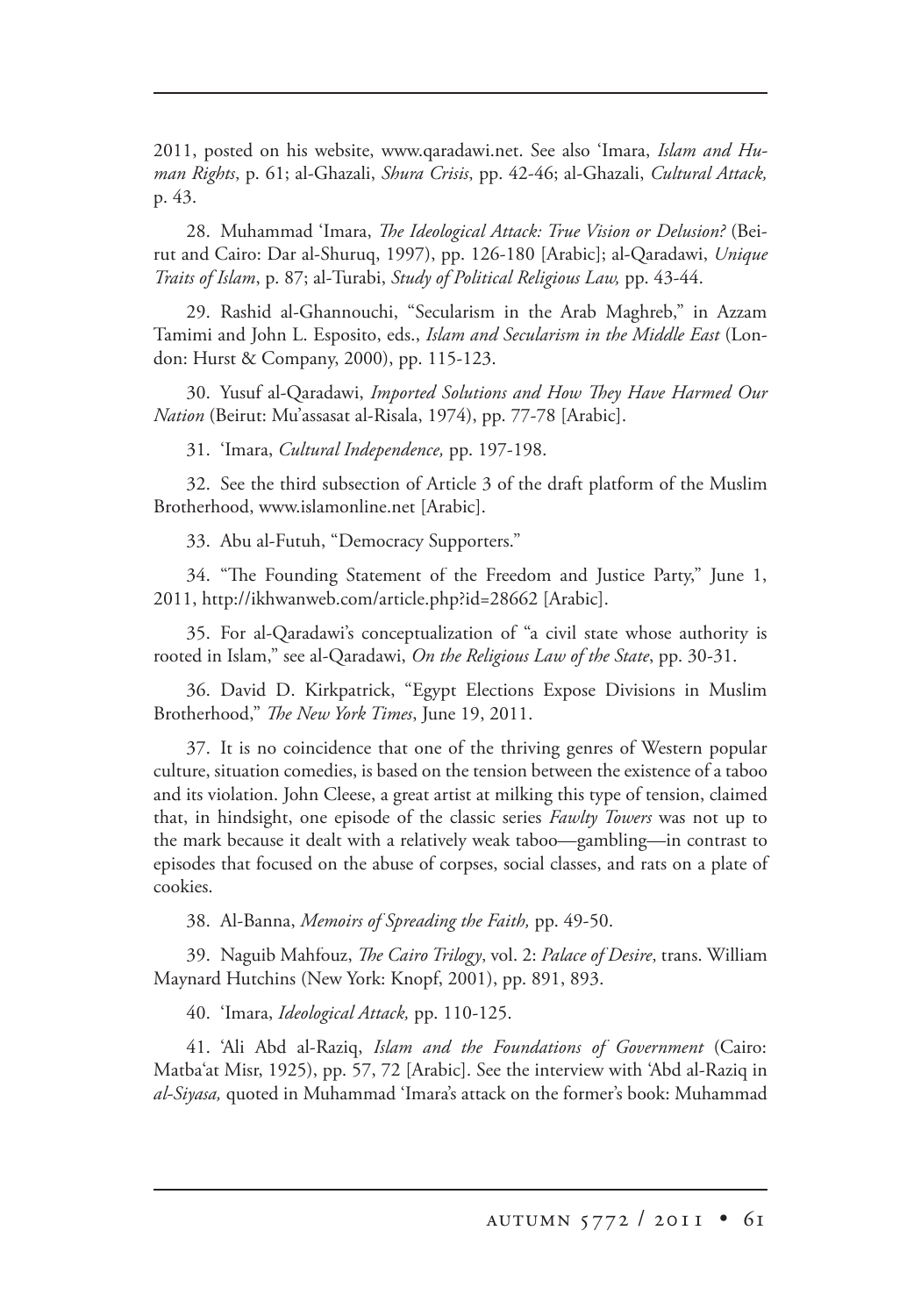2011, posted on his website, www.qaradawi.net. See also ʿImara, *Islam and Human Rights*, p. 61; al-Ghazali, *Shura Crisis*, pp. 42-46; al-Ghazali, *Cultural Attack,* p. 43.

28. Muhammad ʿImara, *The Ideological Attack: True Vision or Delusion?* (Beirut and Cairo: Dar al-Shuruq, 1997), pp. 126-180 [Arabic]; al-Qaradawi, *Unique Traits of Islam*, p. 87; al-Turabi, *Study of Political Religious Law,* pp. 43-44.

29. Rashid al-Ghannouchi, "Secularism in the Arab Maghreb," in Azzam Tamimi and John L. Esposito, eds., *Islam and Secularism in the Middle East* (London: Hurst & Company, 2000), pp. 115-123.

30. Yusuf al-Qaradawi, *Imported Solutions and How They Have Harmed Our Nation* (Beirut: Mu'assasat al-Risala, 1974), pp. 77-78 [Arabic].

31. ʿImara, *Cultural Independence,* pp. 197-198.

32. See the third subsection of Article 3 of the draft platform of the Muslim Brotherhood, www.islamonline.net [Arabic].

33. Abu al-Futuh, "Democracy Supporters."

34. "The Founding Statement of the Freedom and Justice Party," June 1, 2011, http://ikhwanweb.com/article.php?id=28662 [Arabic].

35. For al-Qaradawi's conceptualization of "a civil state whose authority is rooted in Islam," see al-Qaradawi, *On the Religious Law of the State*, pp. 30-31.

36. David D. Kirkpatrick, "Egypt Elections Expose Divisions in Muslim Brotherhood," *The New York Times*, June 19, 2011.

37. It is no coincidence that one of the thriving genres of Western popular culture, situation comedies, is based on the tension between the existence of a taboo and its violation. John Cleese, a great artist at milking this type of tension, claimed that, in hindsight, one episode of the classic series *Fawlty Towers* was not up to the mark because it dealt with a relatively weak taboo—gambling—in contrast to episodes that focused on the abuse of corpses, social classes, and rats on a plate of cookies.

38. Al-Banna, *Memoirs of Spreading the Faith,* pp. 49-50.

39. Naguib Mahfouz, *The Cairo Trilogy*, vol. 2: *Palace of Desire*, trans. William Maynard Hutchins (New York: Knopf, 2001), pp. 891, 893.

40. ʿImara, *Ideological Attack,* pp. 110-125.

41. ʿAli Abd al-Raziq, *Islam and the Foundations of Government* (Cairo: Matbaʿat Misr, 1925), pp. 57, 72 [Arabic]. See the interview with ʿAbd al-Raziq in *al-Siyasa,* quoted in Muhammad ʿImara's attack on the former's book: Muhammad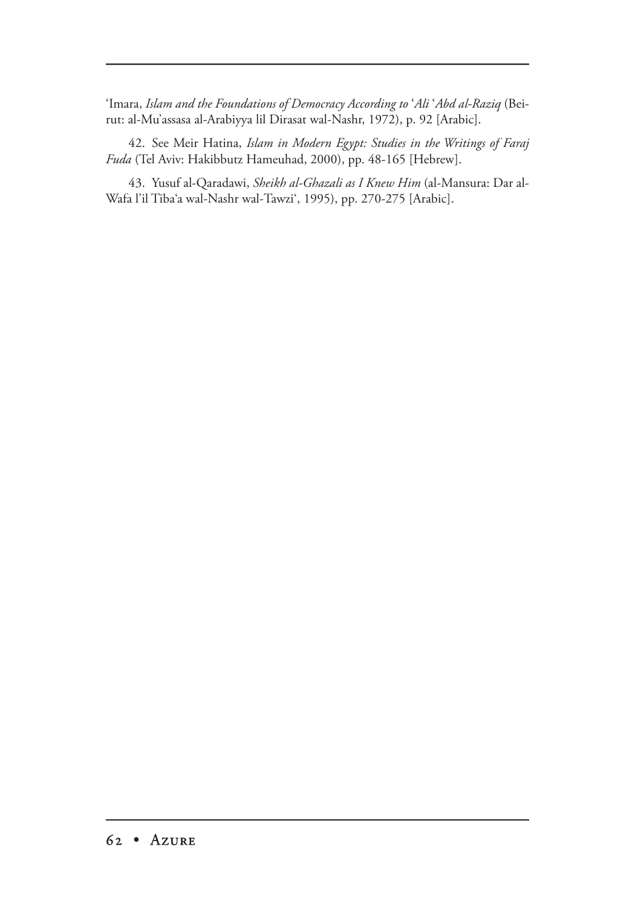ʿImara, *Islam and the Foundations of Democracy According to ʿAli ʿAbd al-Raziq* (Beirut: al-Mu'assasa al-Arabiyya lil Dirasat wal-Nashr, 1972), p. 92 [Arabic].

42. See Meir Hatina, *Islam in Modern Egypt: Studies in the Writings of Faraj Fuda* (Tel Aviv: Hakibbutz Hameuhad, 2000), pp. 48-165 [Hebrew].

43. Yusuf al-Qaradawi, *Sheikh al-Ghazali as I Knew Him* (al-Mansura: Dar al-Wafa l'il Tibaʿa wal-Nashr wal-Tawziʿ, 1995), pp. 270-275 [Arabic].